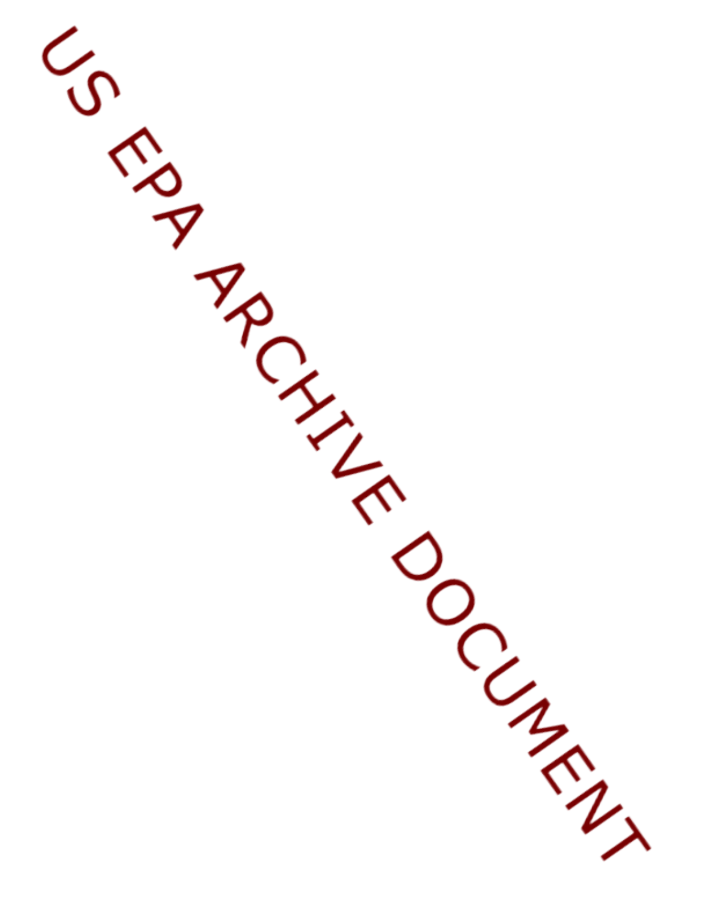US EPA ARCHIVE DOCUMENT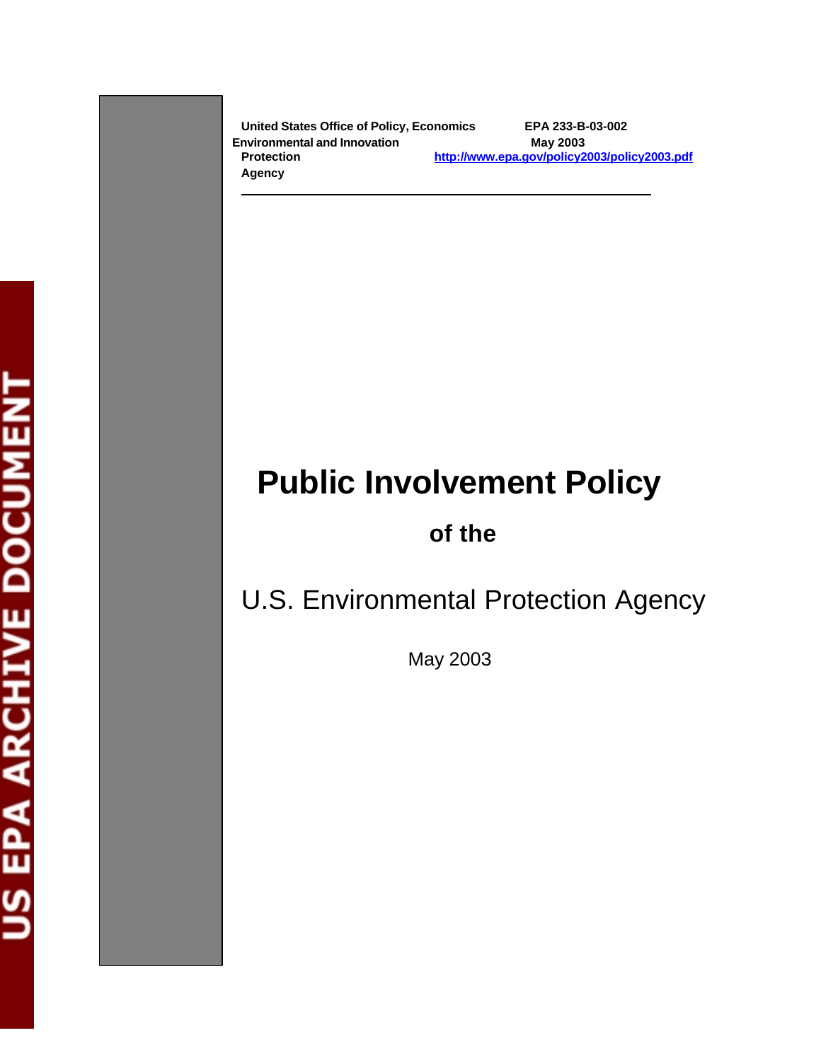United States Environmental Protection Agency

Office of Policy, Economics and Innovation

EPA 233-B-03-002
May 2003
http://www.epa.gov/policy2003/policy2003.pdf

US EPA ARCHIVE DOCUMENT

# Public Involvement Policy

## of the

## U.S. Environmental Protection Agency

May 2003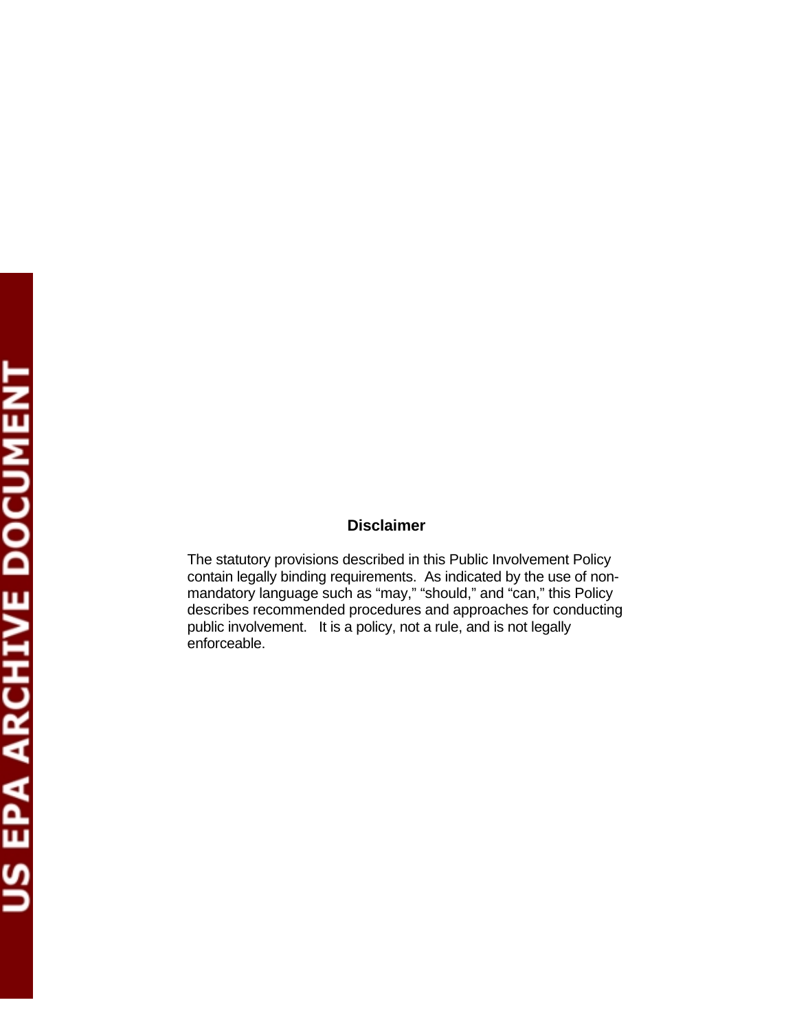## Disclaimer

The statutory provisions described in this Public Involvement Policy contain legally binding requirements. As indicated by the use of non-mandatory language such as "may," "should," and "can," this Policy describes recommended procedures and approaches for conducting public involvement. It is a policy, not a rule, and is not legally enforceable.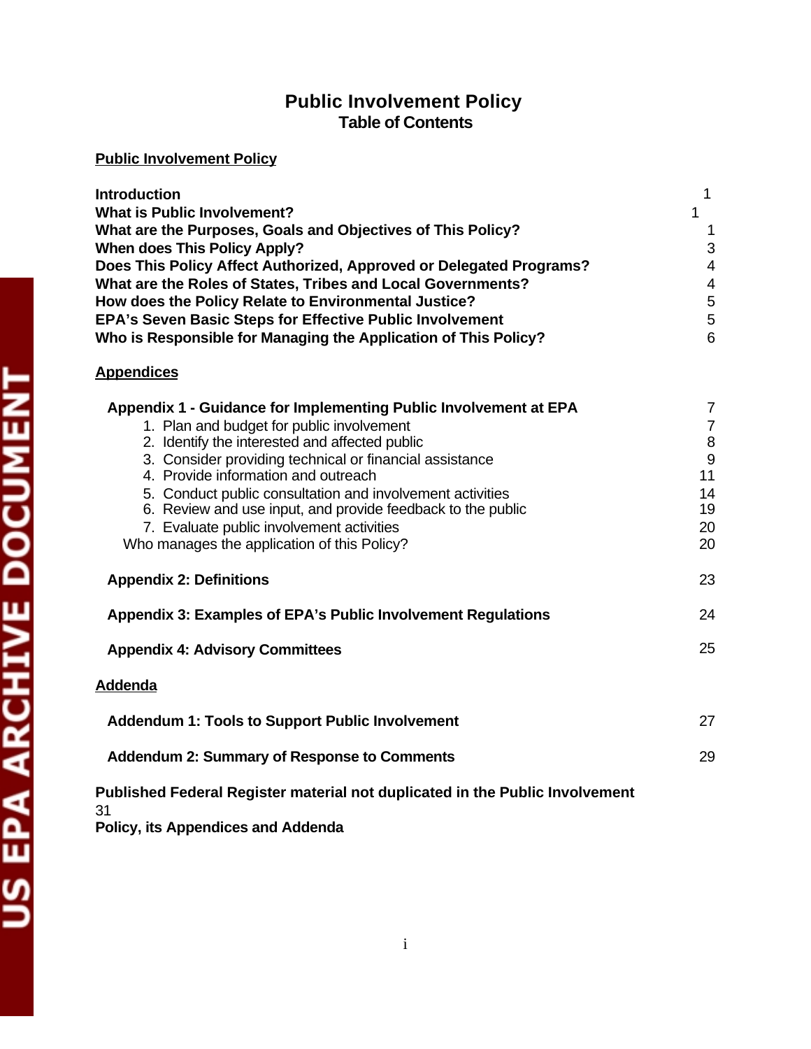# Public Involvement Policy
## Table of Contents

**Public Involvement Policy**

| | |
|---|---|
| **Introduction** | 1 |
| **What is Public Involvement?** | 1 |
| **What are the Purposes, Goals and Objectives of This Policy?** | 1 |
| **When does This Policy Apply?** | 3 |
| **Does This Policy Affect Authorized, Approved or Delegated Programs?** | 4 |
| **What are the Roles of States, Tribes and Local Governments?** | 4 |
| **How does the Policy Relate to Environmental Justice?** | 5 |
| **EPA's Seven Basic Steps for Effective Public Involvement** | 5 |
| **Who is Responsible for Managing the Application of This Policy?** | 6 |

**Appendices**

| | |
|---|---|
| **Appendix 1 - Guidance for Implementing Public Involvement at EPA** | 7 |
| 1. Plan and budget for public involvement | 7 |
| 2. Identify the interested and affected public | 8 |
| 3. Consider providing technical or financial assistance | 9 |
| 4. Provide information and outreach | 11 |
| 5. Conduct public consultation and involvement activities | 14 |
| 6. Review and use input, and provide feedback to the public | 19 |
| 7. Evaluate public involvement activities | 20 |
| Who manages the application of this Policy? | 20 |
| **Appendix 2: Definitions** | 23 |
| **Appendix 3: Examples of EPA's Public Involvement Regulations** | 24 |
| **Appendix 4: Advisory Committees** | 25 |

**Addenda**

| | |
|---|---|
| **Addendum 1: Tools to Support Public Involvement** | 27 |
| **Addendum 2: Summary of Response to Comments** | 29 |

| | |
|---|---|
| **Published Federal Register material not duplicated in the Public Involvement Policy, its Appendices and Addenda** | 31 |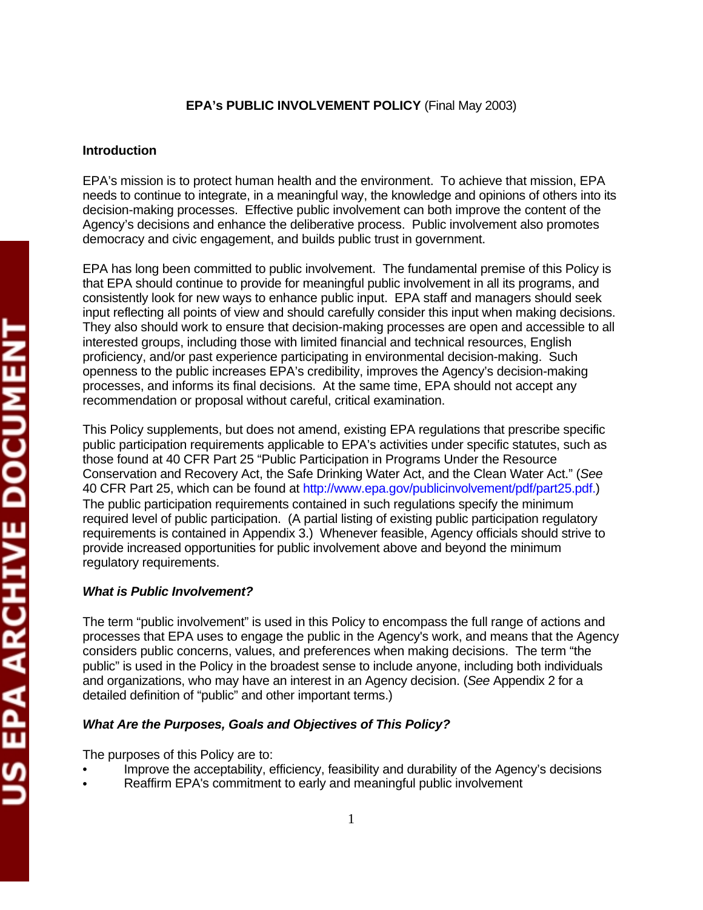**EPA's PUBLIC INVOLVEMENT POLICY** (Final May 2003)

## Introduction

EPA's mission is to protect human health and the environment. To achieve that mission, EPA needs to continue to integrate, in a meaningful way, the knowledge and opinions of others into its decision-making processes. Effective public involvement can both improve the content of the Agency's decisions and enhance the deliberative process. Public involvement also promotes democracy and civic engagement, and builds public trust in government.

EPA has long been committed to public involvement. The fundamental premise of this Policy is that EPA should continue to provide for meaningful public involvement in all its programs, and consistently look for new ways to enhance public input. EPA staff and managers should seek input reflecting all points of view and should carefully consider this input when making decisions. They also should work to ensure that decision-making processes are open and accessible to all interested groups, including those with limited financial and technical resources, English proficiency, and/or past experience participating in environmental decision-making. Such openness to the public increases EPA's credibility, improves the Agency's decision-making processes, and informs its final decisions. At the same time, EPA should not accept any recommendation or proposal without careful, critical examination.

This Policy supplements, but does not amend, existing EPA regulations that prescribe specific public participation requirements applicable to EPA's activities under specific statutes, such as those found at 40 CFR Part 25 "Public Participation in Programs Under the Resource Conservation and Recovery Act, the Safe Drinking Water Act, and the Clean Water Act." (*See* 40 CFR Part 25, which can be found at http://www.epa.gov/publicinvolvement/pdf/part25.pdf.) The public participation requirements contained in such regulations specify the minimum required level of public participation. (A partial listing of existing public participation regulatory requirements is contained in Appendix 3.) Whenever feasible, Agency officials should strive to provide increased opportunities for public involvement above and beyond the minimum regulatory requirements.

### *What is Public Involvement?*

The term "public involvement" is used in this Policy to encompass the full range of actions and processes that EPA uses to engage the public in the Agency's work, and means that the Agency considers public concerns, values, and preferences when making decisions. The term "the public" is used in the Policy in the broadest sense to include anyone, including both individuals and organizations, who may have an interest in an Agency decision. (*See* Appendix 2 for a detailed definition of "public" and other important terms.)

### *What Are the Purposes, Goals and Objectives of This Policy?*

The purposes of this Policy are to:

- Improve the acceptability, efficiency, feasibility and durability of the Agency's decisions
- Reaffirm EPA's commitment to early and meaningful public involvement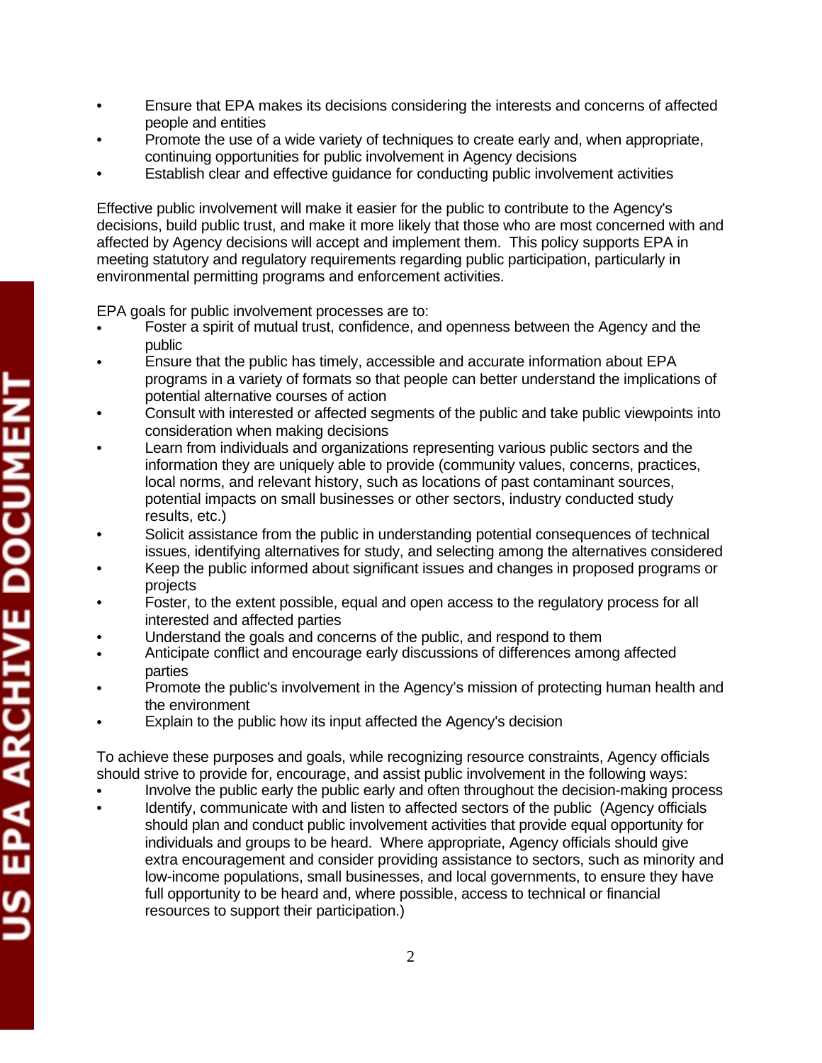- Ensure that EPA makes its decisions considering the interests and concerns of affected people and entities
- Promote the use of a wide variety of techniques to create early and, when appropriate, continuing opportunities for public involvement in Agency decisions
- Establish clear and effective guidance for conducting public involvement activities

Effective public involvement will make it easier for the public to contribute to the Agency's decisions, build public trust, and make it more likely that those who are most concerned with and affected by Agency decisions will accept and implement them. This policy supports EPA in meeting statutory and regulatory requirements regarding public participation, particularly in environmental permitting programs and enforcement activities.

EPA goals for public involvement processes are to:

- Foster a spirit of mutual trust, confidence, and openness between the Agency and the public
- Ensure that the public has timely, accessible and accurate information about EPA programs in a variety of formats so that people can better understand the implications of potential alternative courses of action
- Consult with interested or affected segments of the public and take public viewpoints into consideration when making decisions
- Learn from individuals and organizations representing various public sectors and the information they are uniquely able to provide (community values, concerns, practices, local norms, and relevant history, such as locations of past contaminant sources, potential impacts on small businesses or other sectors, industry conducted study results, etc.)
- Solicit assistance from the public in understanding potential consequences of technical issues, identifying alternatives for study, and selecting among the alternatives considered
- Keep the public informed about significant issues and changes in proposed programs or projects
- Foster, to the extent possible, equal and open access to the regulatory process for all interested and affected parties
- Understand the goals and concerns of the public, and respond to them
- Anticipate conflict and encourage early discussions of differences among affected parties
- Promote the public's involvement in the Agency's mission of protecting human health and the environment
- Explain to the public how its input affected the Agency's decision

To achieve these purposes and goals, while recognizing resource constraints, Agency officials should strive to provide for, encourage, and assist public involvement in the following ways:

- Involve the public early the public early and often throughout the decision-making process
- Identify, communicate with and listen to affected sectors of the public (Agency officials should plan and conduct public involvement activities that provide equal opportunity for individuals and groups to be heard. Where appropriate, Agency officials should give extra encouragement and consider providing assistance to sectors, such as minority and low-income populations, small businesses, and local governments, to ensure they have full opportunity to be heard and, where possible, access to technical or financial resources to support their participation.)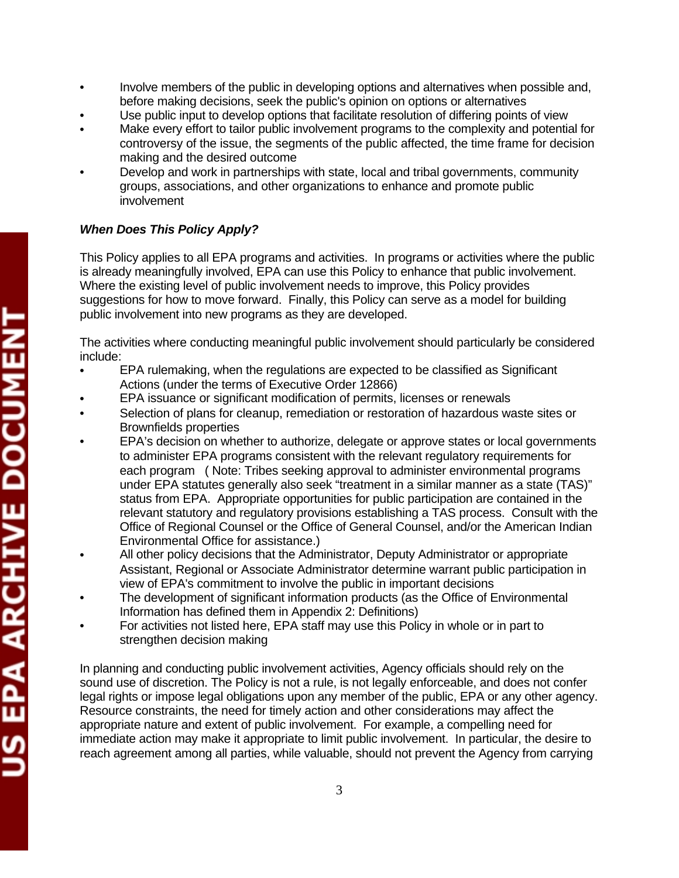- Involve members of the public in developing options and alternatives when possible and, before making decisions, seek the public's opinion on options or alternatives
- Use public input to develop options that facilitate resolution of differing points of view
- Make every effort to tailor public involvement programs to the complexity and potential for controversy of the issue, the segments of the public affected, the time frame for decision making and the desired outcome
- Develop and work in partnerships with state, local and tribal governments, community groups, associations, and other organizations to enhance and promote public involvement

***When Does This Policy Apply?***

This Policy applies to all EPA programs and activities. In programs or activities where the public is already meaningfully involved, EPA can use this Policy to enhance that public involvement. Where the existing level of public involvement needs to improve, this Policy provides suggestions for how to move forward. Finally, this Policy can serve as a model for building public involvement into new programs as they are developed.

The activities where conducting meaningful public involvement should particularly be considered include:

- EPA rulemaking, when the regulations are expected to be classified as Significant Actions (under the terms of Executive Order 12866)
- EPA issuance or significant modification of permits, licenses or renewals
- Selection of plans for cleanup, remediation or restoration of hazardous waste sites or Brownfields properties
- EPA's decision on whether to authorize, delegate or approve states or local governments to administer EPA programs consistent with the relevant regulatory requirements for each program ( Note: Tribes seeking approval to administer environmental programs under EPA statutes generally also seek "treatment in a similar manner as a state (TAS)" status from EPA. Appropriate opportunities for public participation are contained in the relevant statutory and regulatory provisions establishing a TAS process. Consult with the Office of Regional Counsel or the Office of General Counsel, and/or the American Indian Environmental Office for assistance.)
- All other policy decisions that the Administrator, Deputy Administrator or appropriate Assistant, Regional or Associate Administrator determine warrant public participation in view of EPA's commitment to involve the public in important decisions
- The development of significant information products (as the Office of Environmental Information has defined them in Appendix 2: Definitions)
- For activities not listed here, EPA staff may use this Policy in whole or in part to strengthen decision making

In planning and conducting public involvement activities, Agency officials should rely on the sound use of discretion. The Policy is not a rule, is not legally enforceable, and does not confer legal rights or impose legal obligations upon any member of the public, EPA or any other agency. Resource constraints, the need for timely action and other considerations may affect the appropriate nature and extent of public involvement. For example, a compelling need for immediate action may make it appropriate to limit public involvement. In particular, the desire to reach agreement among all parties, while valuable, should not prevent the Agency from carrying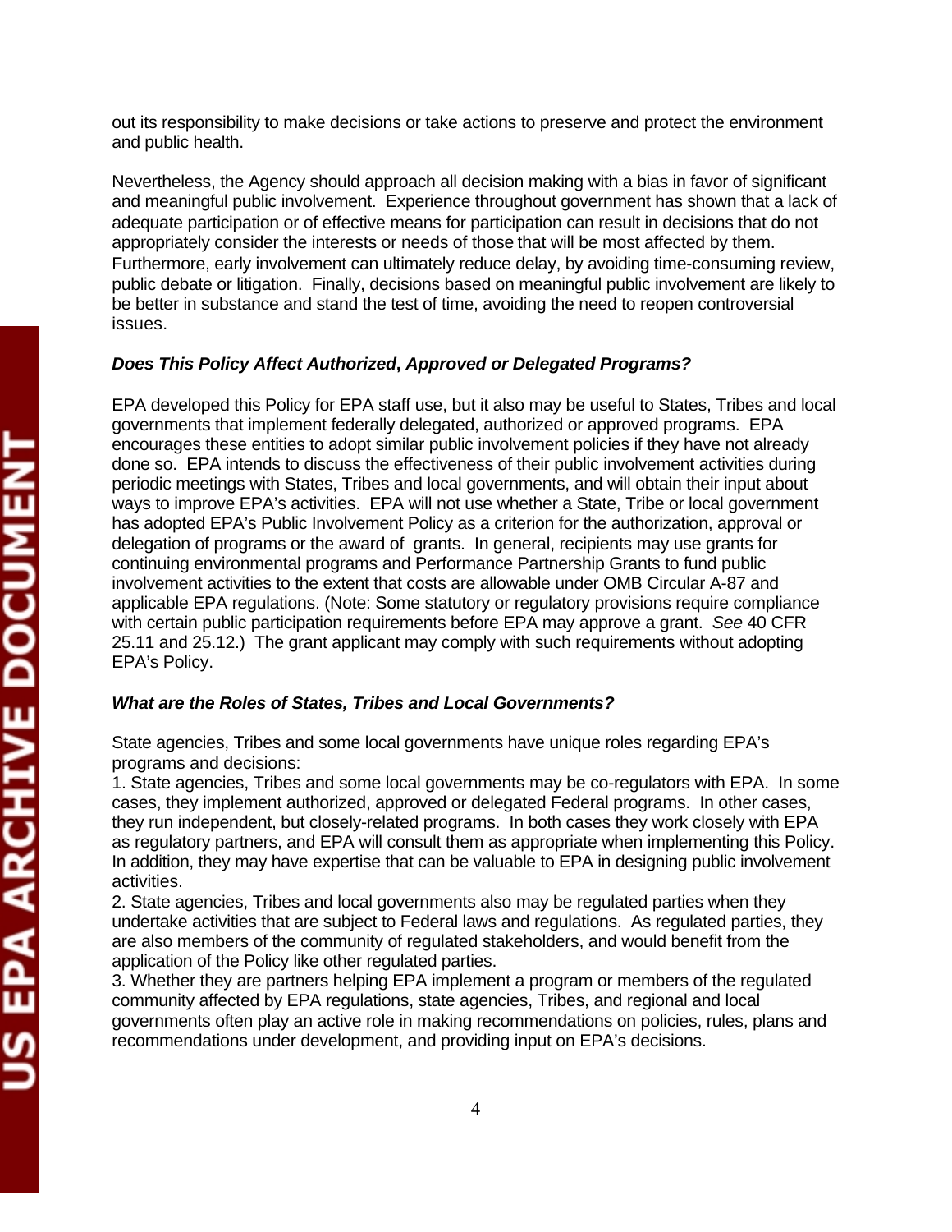out its responsibility to make decisions or take actions to preserve and protect the environment and public health.

Nevertheless, the Agency should approach all decision making with a bias in favor of significant and meaningful public involvement. Experience throughout government has shown that a lack of adequate participation or of effective means for participation can result in decisions that do not appropriately consider the interests or needs of those that will be most affected by them. Furthermore, early involvement can ultimately reduce delay, by avoiding time-consuming review, public debate or litigation. Finally, decisions based on meaningful public involvement are likely to be better in substance and stand the test of time, avoiding the need to reopen controversial issues.

### *Does This Policy Affect Authorized, Approved or Delegated Programs?*

EPA developed this Policy for EPA staff use, but it also may be useful to States, Tribes and local governments that implement federally delegated, authorized or approved programs. EPA encourages these entities to adopt similar public involvement policies if they have not already done so. EPA intends to discuss the effectiveness of their public involvement activities during periodic meetings with States, Tribes and local governments, and will obtain their input about ways to improve EPA's activities. EPA will not use whether a State, Tribe or local government has adopted EPA's Public Involvement Policy as a criterion for the authorization, approval or delegation of programs or the award of grants. In general, recipients may use grants for continuing environmental programs and Performance Partnership Grants to fund public involvement activities to the extent that costs are allowable under OMB Circular A-87 and applicable EPA regulations. (Note: Some statutory or regulatory provisions require compliance with certain public participation requirements before EPA may approve a grant. *See* 40 CFR 25.11 and 25.12.) The grant applicant may comply with such requirements without adopting EPA's Policy.

### *What are the Roles of States, Tribes and Local Governments?*

State agencies, Tribes and some local governments have unique roles regarding EPA's programs and decisions:

1. State agencies, Tribes and some local governments may be co-regulators with EPA. In some cases, they implement authorized, approved or delegated Federal programs. In other cases, they run independent, but closely-related programs. In both cases they work closely with EPA as regulatory partners, and EPA will consult them as appropriate when implementing this Policy. In addition, they may have expertise that can be valuable to EPA in designing public involvement activities.
2. State agencies, Tribes and local governments also may be regulated parties when they undertake activities that are subject to Federal laws and regulations. As regulated parties, they are also members of the community of regulated stakeholders, and would benefit from the application of the Policy like other regulated parties.
3. Whether they are partners helping EPA implement a program or members of the regulated community affected by EPA regulations, state agencies, Tribes, and regional and local governments often play an active role in making recommendations on policies, rules, plans and recommendations under development, and providing input on EPA's decisions.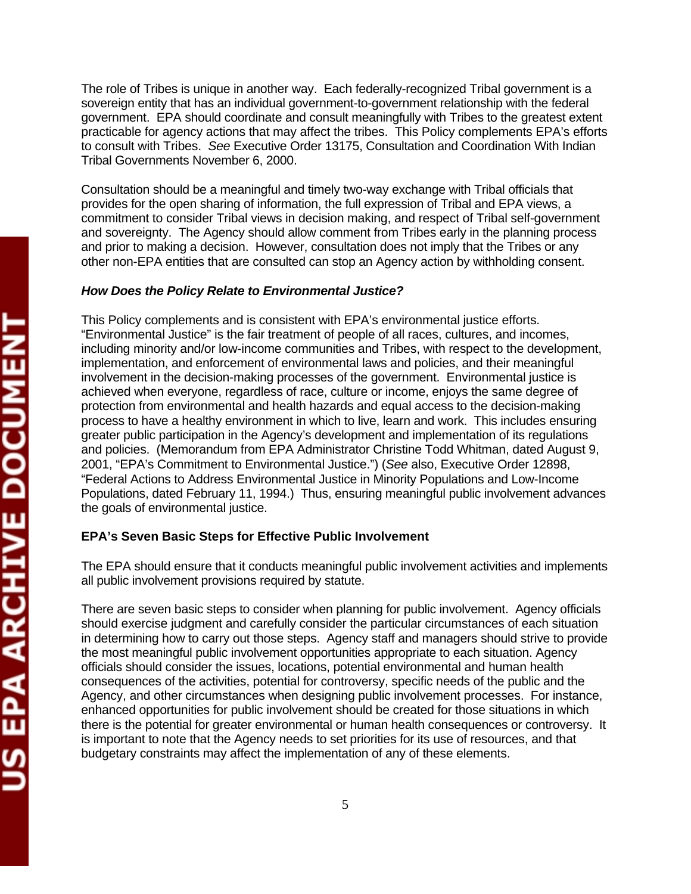The role of Tribes is unique in another way. Each federally-recognized Tribal government is a sovereign entity that has an individual government-to-government relationship with the federal government. EPA should coordinate and consult meaningfully with Tribes to the greatest extent practicable for agency actions that may affect the tribes. This Policy complements EPA's efforts to consult with Tribes. *See* Executive Order 13175, Consultation and Coordination With Indian Tribal Governments November 6, 2000.

Consultation should be a meaningful and timely two-way exchange with Tribal officials that provides for the open sharing of information, the full expression of Tribal and EPA views, a commitment to consider Tribal views in decision making, and respect of Tribal self-government and sovereignty. The Agency should allow comment from Tribes early in the planning process and prior to making a decision. However, consultation does not imply that the Tribes or any other non-EPA entities that are consulted can stop an Agency action by withholding consent.

### *How Does the Policy Relate to Environmental Justice?*

This Policy complements and is consistent with EPA's environmental justice efforts. "Environmental Justice" is the fair treatment of people of all races, cultures, and incomes, including minority and/or low-income communities and Tribes, with respect to the development, implementation, and enforcement of environmental laws and policies, and their meaningful involvement in the decision-making processes of the government. Environmental justice is achieved when everyone, regardless of race, culture or income, enjoys the same degree of protection from environmental and health hazards and equal access to the decision-making process to have a healthy environment in which to live, learn and work. This includes ensuring greater public participation in the Agency's development and implementation of its regulations and policies. (Memorandum from EPA Administrator Christine Todd Whitman, dated August 9, 2001, "EPA's Commitment to Environmental Justice.") (*See* also, Executive Order 12898, "Federal Actions to Address Environmental Justice in Minority Populations and Low-Income Populations, dated February 11, 1994.) Thus, ensuring meaningful public involvement advances the goals of environmental justice.

## EPA's Seven Basic Steps for Effective Public Involvement

The EPA should ensure that it conducts meaningful public involvement activities and implements all public involvement provisions required by statute.

There are seven basic steps to consider when planning for public involvement. Agency officials should exercise judgment and carefully consider the particular circumstances of each situation in determining how to carry out those steps. Agency staff and managers should strive to provide the most meaningful public involvement opportunities appropriate to each situation. Agency officials should consider the issues, locations, potential environmental and human health consequences of the activities, potential for controversy, specific needs of the public and the Agency, and other circumstances when designing public involvement processes. For instance, enhanced opportunities for public involvement should be created for those situations in which there is the potential for greater environmental or human health consequences or controversy. It is important to note that the Agency needs to set priorities for its use of resources, and that budgetary constraints may affect the implementation of any of these elements.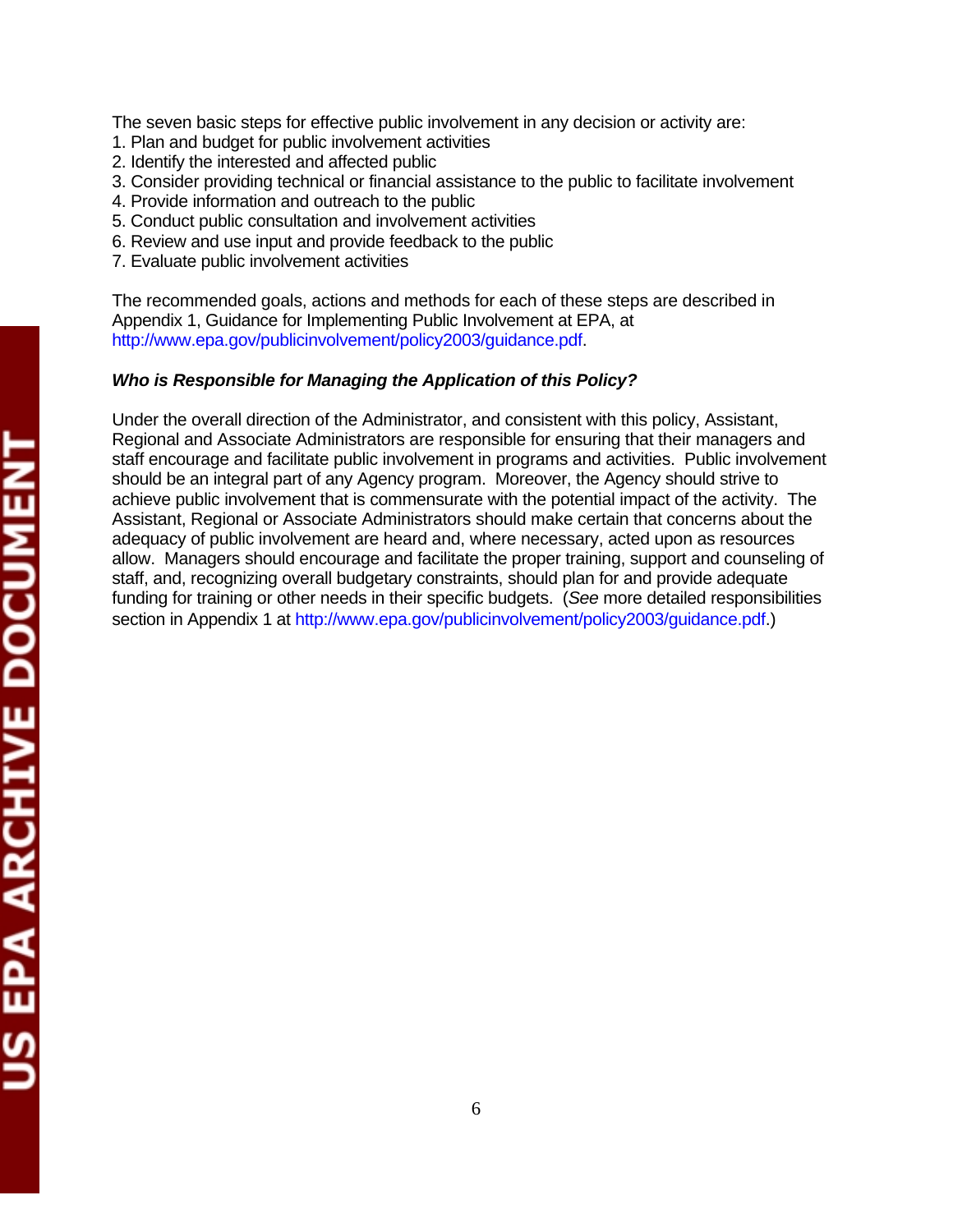The seven basic steps for effective public involvement in any decision or activity are:

1. Plan and budget for public involvement activities
2. Identify the interested and affected public
3. Consider providing technical or financial assistance to the public to facilitate involvement
4. Provide information and outreach to the public
5. Conduct public consultation and involvement activities
6. Review and use input and provide feedback to the public
7. Evaluate public involvement activities

The recommended goals, actions and methods for each of these steps are described in Appendix 1, Guidance for Implementing Public Involvement at EPA, at http://www.epa.gov/publicinvolvement/policy2003/guidance.pdf.

### *Who is Responsible for Managing the Application of this Policy?*

Under the overall direction of the Administrator, and consistent with this policy, Assistant, Regional and Associate Administrators are responsible for ensuring that their managers and staff encourage and facilitate public involvement in programs and activities. Public involvement should be an integral part of any Agency program. Moreover, the Agency should strive to achieve public involvement that is commensurate with the potential impact of the activity. The Assistant, Regional or Associate Administrators should make certain that concerns about the adequacy of public involvement are heard and, where necessary, acted upon as resources allow. Managers should encourage and facilitate the proper training, support and counseling of staff, and, recognizing overall budgetary constraints, should plan for and provide adequate funding for training or other needs in their specific budgets. (*See* more detailed responsibilities section in Appendix 1 at http://www.epa.gov/publicinvolvement/policy2003/guidance.pdf.)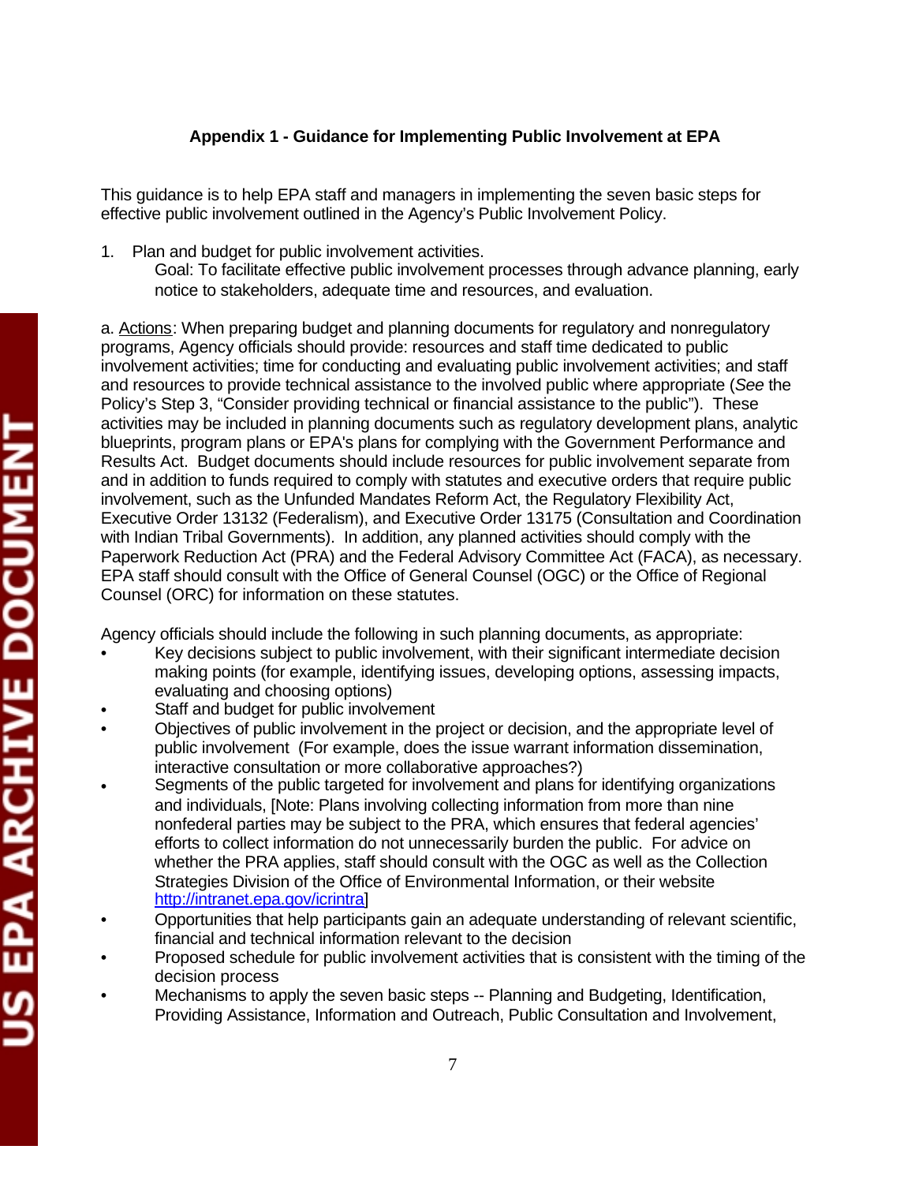## Appendix 1 - Guidance for Implementing Public Involvement at EPA

This guidance is to help EPA staff and managers in implementing the seven basic steps for effective public involvement outlined in the Agency's Public Involvement Policy.

1. Plan and budget for public involvement activities.

   Goal: To facilitate effective public involvement processes through advance planning, early notice to stakeholders, adequate time and resources, and evaluation.

a. Actions: When preparing budget and planning documents for regulatory and nonregulatory programs, Agency officials should provide: resources and staff time dedicated to public involvement activities; time for conducting and evaluating public involvement activities; and staff and resources to provide technical assistance to the involved public where appropriate (*See* the Policy's Step 3, "Consider providing technical or financial assistance to the public"). These activities may be included in planning documents such as regulatory development plans, analytic blueprints, program plans or EPA's plans for complying with the Government Performance and Results Act. Budget documents should include resources for public involvement separate from and in addition to funds required to comply with statutes and executive orders that require public involvement, such as the Unfunded Mandates Reform Act, the Regulatory Flexibility Act, Executive Order 13132 (Federalism), and Executive Order 13175 (Consultation and Coordination with Indian Tribal Governments). In addition, any planned activities should comply with the Paperwork Reduction Act (PRA) and the Federal Advisory Committee Act (FACA), as necessary. EPA staff should consult with the Office of General Counsel (OGC) or the Office of Regional Counsel (ORC) for information on these statutes.

Agency officials should include the following in such planning documents, as appropriate:

- Key decisions subject to public involvement, with their significant intermediate decision making points (for example, identifying issues, developing options, assessing impacts, evaluating and choosing options)
- Staff and budget for public involvement
- Objectives of public involvement in the project or decision, and the appropriate level of public involvement (For example, does the issue warrant information dissemination, interactive consultation or more collaborative approaches?)
- Segments of the public targeted for involvement and plans for identifying organizations and individuals, [Note: Plans involving collecting information from more than nine nonfederal parties may be subject to the PRA, which ensures that federal agencies' efforts to collect information do not unnecessarily burden the public. For advice on whether the PRA applies, staff should consult with the OGC as well as the Collection Strategies Division of the Office of Environmental Information, or their website http://intranet.epa.gov/icrintra]
- Opportunities that help participants gain an adequate understanding of relevant scientific, financial and technical information relevant to the decision
- Proposed schedule for public involvement activities that is consistent with the timing of the decision process
- Mechanisms to apply the seven basic steps -- Planning and Budgeting, Identification, Providing Assistance, Information and Outreach, Public Consultation and Involvement,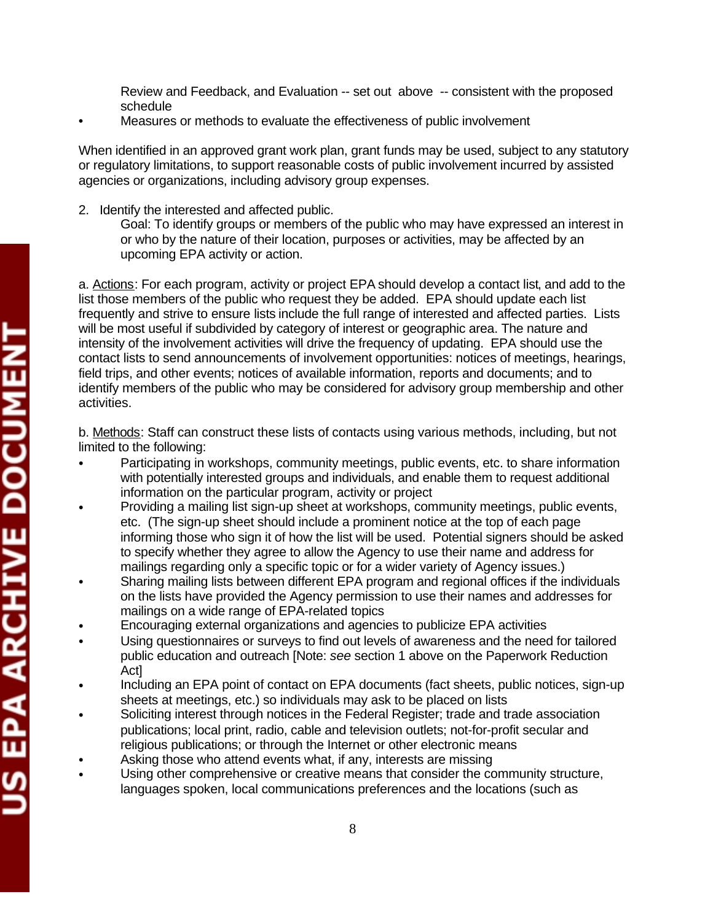Review and Feedback, and Evaluation -- set out above -- consistent with the proposed schedule

- Measures or methods to evaluate the effectiveness of public involvement

When identified in an approved grant work plan, grant funds may be used, subject to any statutory or regulatory limitations, to support reasonable costs of public involvement incurred by assisted agencies or organizations, including advisory group expenses.

2. Identify the interested and affected public.

   Goal: To identify groups or members of the public who may have expressed an interest in or who by the nature of their location, purposes or activities, may be affected by an upcoming EPA activity or action.

a. Actions: For each program, activity or project EPA should develop a contact list, and add to the list those members of the public who request they be added. EPA should update each list frequently and strive to ensure lists include the full range of interested and affected parties. Lists will be most useful if subdivided by category of interest or geographic area. The nature and intensity of the involvement activities will drive the frequency of updating. EPA should use the contact lists to send announcements of involvement opportunities: notices of meetings, hearings, field trips, and other events; notices of available information, reports and documents; and to identify members of the public who may be considered for advisory group membership and other activities.

b. Methods: Staff can construct these lists of contacts using various methods, including, but not limited to the following:

- Participating in workshops, community meetings, public events, etc. to share information with potentially interested groups and individuals, and enable them to request additional information on the particular program, activity or project
- Providing a mailing list sign-up sheet at workshops, community meetings, public events, etc. (The sign-up sheet should include a prominent notice at the top of each page informing those who sign it of how the list will be used. Potential signers should be asked to specify whether they agree to allow the Agency to use their name and address for mailings regarding only a specific topic or for a wider variety of Agency issues.)
- Sharing mailing lists between different EPA program and regional offices if the individuals on the lists have provided the Agency permission to use their names and addresses for mailings on a wide range of EPA-related topics
- Encouraging external organizations and agencies to publicize EPA activities
- Using questionnaires or surveys to find out levels of awareness and the need for tailored public education and outreach [Note: *see* section 1 above on the Paperwork Reduction Act]
- Including an EPA point of contact on EPA documents (fact sheets, public notices, sign-up sheets at meetings, etc.) so individuals may ask to be placed on lists
- Soliciting interest through notices in the Federal Register; trade and trade association publications; local print, radio, cable and television outlets; not-for-profit secular and religious publications; or through the Internet or other electronic means
- Asking those who attend events what, if any, interests are missing
- Using other comprehensive or creative means that consider the community structure, languages spoken, local communications preferences and the locations (such as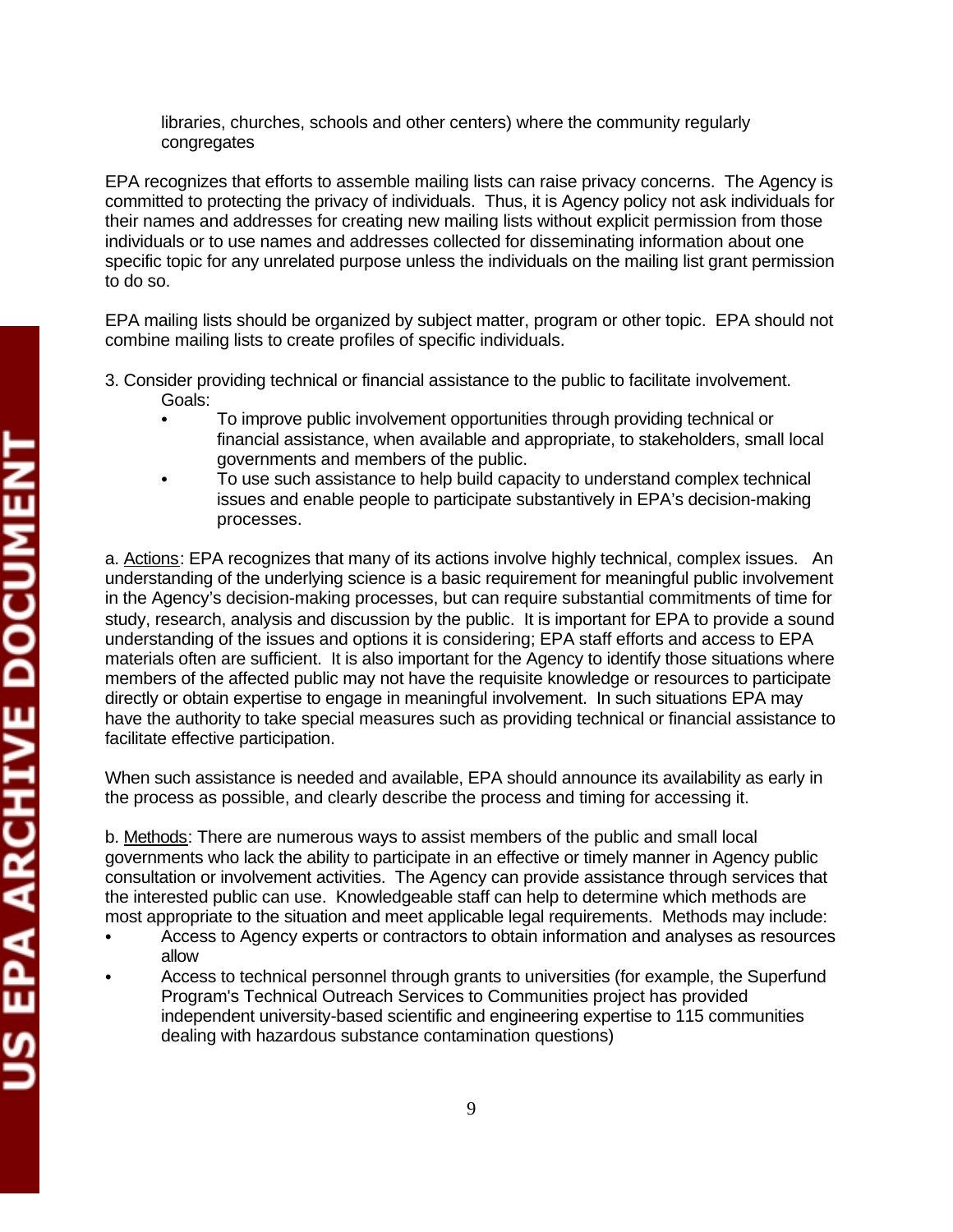libraries, churches, schools and other centers) where the community regularly congregates

EPA recognizes that efforts to assemble mailing lists can raise privacy concerns. The Agency is committed to protecting the privacy of individuals. Thus, it is Agency policy not ask individuals for their names and addresses for creating new mailing lists without explicit permission from those individuals or to use names and addresses collected for disseminating information about one specific topic for any unrelated purpose unless the individuals on the mailing list grant permission to do so.

EPA mailing lists should be organized by subject matter, program or other topic. EPA should not combine mailing lists to create profiles of specific individuals.

3. Consider providing technical or financial assistance to the public to facilitate involvement.

Goals:

- To improve public involvement opportunities through providing technical or financial assistance, when available and appropriate, to stakeholders, small local governments and members of the public.
- To use such assistance to help build capacity to understand complex technical issues and enable people to participate substantively in EPA's decision-making processes.

a. Actions: EPA recognizes that many of its actions involve highly technical, complex issues. An understanding of the underlying science is a basic requirement for meaningful public involvement in the Agency's decision-making processes, but can require substantial commitments of time for study, research, analysis and discussion by the public. It is important for EPA to provide a sound understanding of the issues and options it is considering; EPA staff efforts and access to EPA materials often are sufficient. It is also important for the Agency to identify those situations where members of the affected public may not have the requisite knowledge or resources to participate directly or obtain expertise to engage in meaningful involvement. In such situations EPA may have the authority to take special measures such as providing technical or financial assistance to facilitate effective participation.

When such assistance is needed and available, EPA should announce its availability as early in the process as possible, and clearly describe the process and timing for accessing it.

b. Methods: There are numerous ways to assist members of the public and small local governments who lack the ability to participate in an effective or timely manner in Agency public consultation or involvement activities. The Agency can provide assistance through services that the interested public can use. Knowledgeable staff can help to determine which methods are most appropriate to the situation and meet applicable legal requirements. Methods may include:

- Access to Agency experts or contractors to obtain information and analyses as resources allow
- Access to technical personnel through grants to universities (for example, the Superfund Program's Technical Outreach Services to Communities project has provided independent university-based scientific and engineering expertise to 115 communities dealing with hazardous substance contamination questions)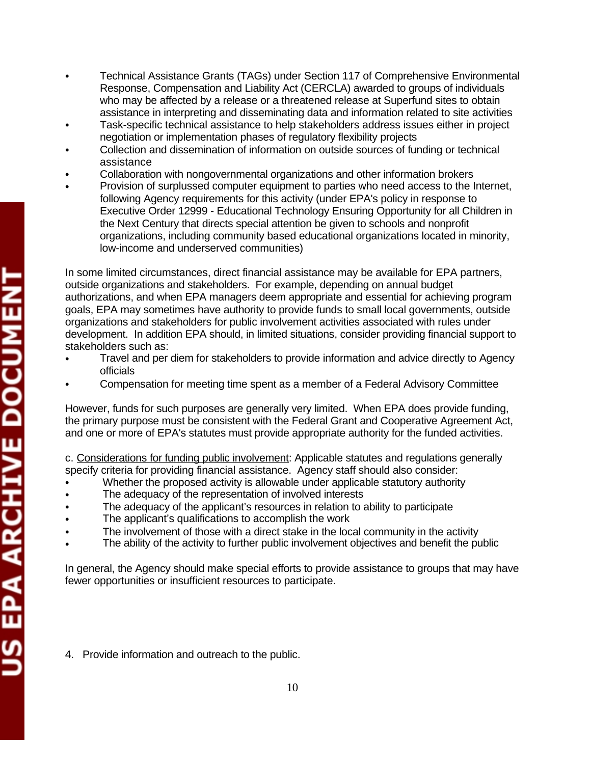- Technical Assistance Grants (TAGs) under Section 117 of Comprehensive Environmental Response, Compensation and Liability Act (CERCLA) awarded to groups of individuals who may be affected by a release or a threatened release at Superfund sites to obtain assistance in interpreting and disseminating data and information related to site activities
- Task-specific technical assistance to help stakeholders address issues either in project negotiation or implementation phases of regulatory flexibility projects
- Collection and dissemination of information on outside sources of funding or technical assistance
- Collaboration with nongovernmental organizations and other information brokers
- Provision of surplussed computer equipment to parties who need access to the Internet, following Agency requirements for this activity (under EPA's policy in response to Executive Order 12999 - Educational Technology Ensuring Opportunity for all Children in the Next Century that directs special attention be given to schools and nonprofit organizations, including community based educational organizations located in minority, low-income and underserved communities)

In some limited circumstances, direct financial assistance may be available for EPA partners, outside organizations and stakeholders. For example, depending on annual budget authorizations, and when EPA managers deem appropriate and essential for achieving program goals, EPA may sometimes have authority to provide funds to small local governments, outside organizations and stakeholders for public involvement activities associated with rules under development. In addition EPA should, in limited situations, consider providing financial support to stakeholders such as:

- Travel and per diem for stakeholders to provide information and advice directly to Agency officials
- Compensation for meeting time spent as a member of a Federal Advisory Committee

However, funds for such purposes are generally very limited. When EPA does provide funding, the primary purpose must be consistent with the Federal Grant and Cooperative Agreement Act, and one or more of EPA's statutes must provide appropriate authority for the funded activities.

c. Considerations for funding public involvement: Applicable statutes and regulations generally specify criteria for providing financial assistance. Agency staff should also consider:

- Whether the proposed activity is allowable under applicable statutory authority
- The adequacy of the representation of involved interests
- The adequacy of the applicant's resources in relation to ability to participate
- The applicant's qualifications to accomplish the work
- The involvement of those with a direct stake in the local community in the activity
- The ability of the activity to further public involvement objectives and benefit the public

In general, the Agency should make special efforts to provide assistance to groups that may have fewer opportunities or insufficient resources to participate.

4. Provide information and outreach to the public.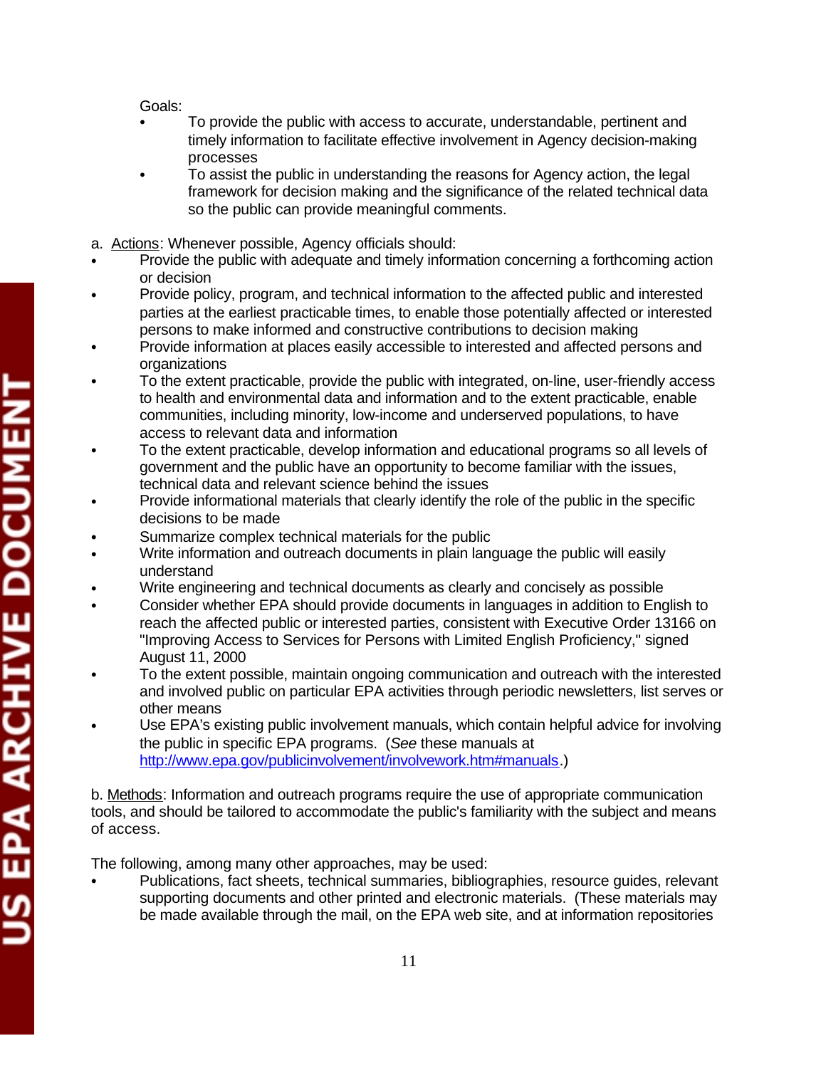Goals:

- To provide the public with access to accurate, understandable, pertinent and timely information to facilitate effective involvement in Agency decision-making processes
- To assist the public in understanding the reasons for Agency action, the legal framework for decision making and the significance of the related technical data so the public can provide meaningful comments.

a. Actions: Whenever possible, Agency officials should:

- Provide the public with adequate and timely information concerning a forthcoming action or decision
- Provide policy, program, and technical information to the affected public and interested parties at the earliest practicable times, to enable those potentially affected or interested persons to make informed and constructive contributions to decision making
- Provide information at places easily accessible to interested and affected persons and organizations
- To the extent practicable, provide the public with integrated, on-line, user-friendly access to health and environmental data and information and to the extent practicable, enable communities, including minority, low-income and underserved populations, to have access to relevant data and information
- To the extent practicable, develop information and educational programs so all levels of government and the public have an opportunity to become familiar with the issues, technical data and relevant science behind the issues
- Provide informational materials that clearly identify the role of the public in the specific decisions to be made
- Summarize complex technical materials for the public
- Write information and outreach documents in plain language the public will easily understand
- Write engineering and technical documents as clearly and concisely as possible
- Consider whether EPA should provide documents in languages in addition to English to reach the affected public or interested parties, consistent with Executive Order 13166 on "Improving Access to Services for Persons with Limited English Proficiency," signed August 11, 2000
- To the extent possible, maintain ongoing communication and outreach with the interested and involved public on particular EPA activities through periodic newsletters, list serves or other means
- Use EPA's existing public involvement manuals, which contain helpful advice for involving the public in specific EPA programs. (*See* these manuals at http://www.epa.gov/publicinvolvement/involvework.htm#manuals.)

b. Methods: Information and outreach programs require the use of appropriate communication tools, and should be tailored to accommodate the public's familiarity with the subject and means of access.

The following, among many other approaches, may be used:

- Publications, fact sheets, technical summaries, bibliographies, resource guides, relevant supporting documents and other printed and electronic materials. (These materials may be made available through the mail, on the EPA web site, and at information repositories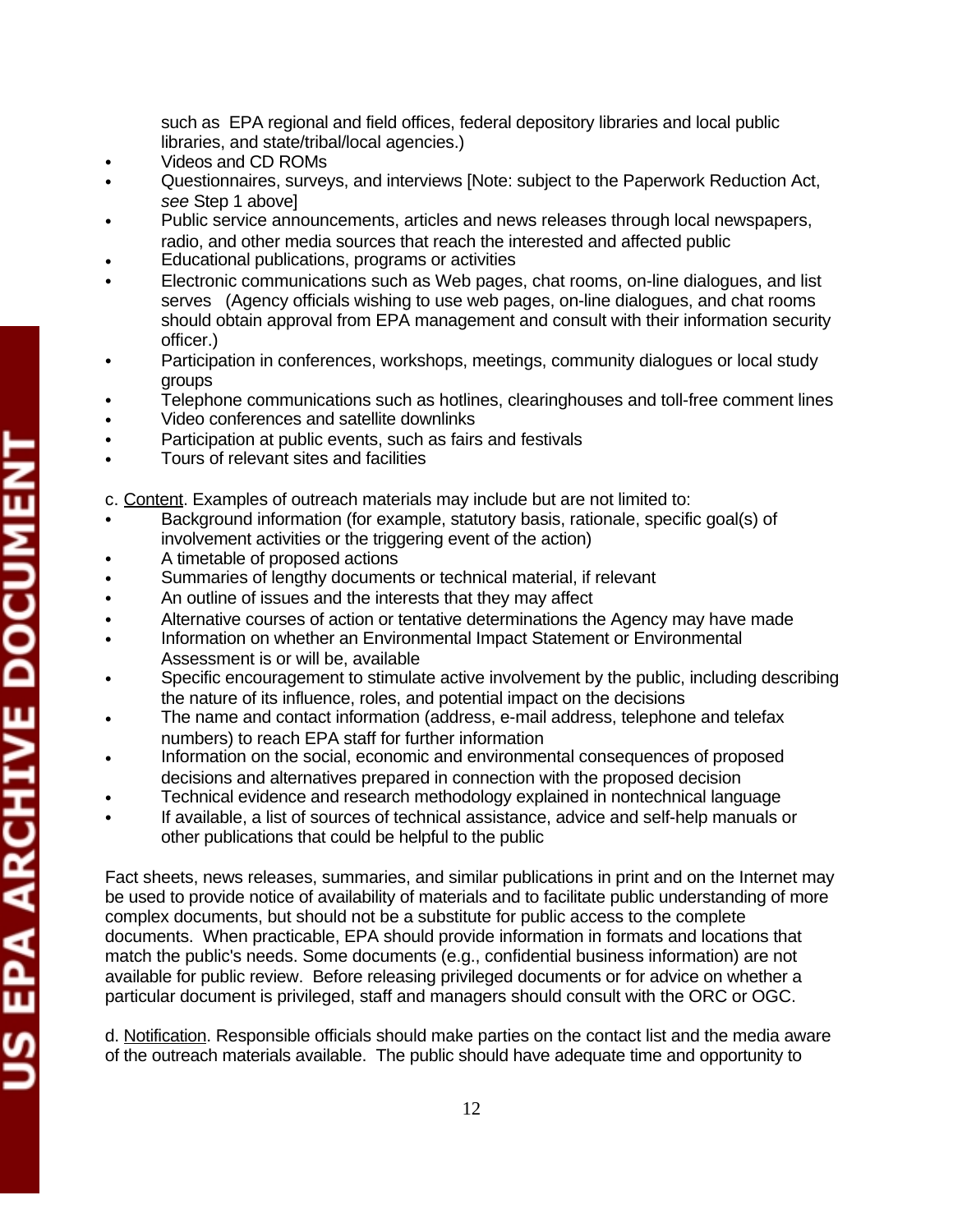such as EPA regional and field offices, federal depository libraries and local public libraries, and state/tribal/local agencies.)

- Videos and CD ROMs
- Questionnaires, surveys, and interviews [Note: subject to the Paperwork Reduction Act, *see* Step 1 above]
- Public service announcements, articles and news releases through local newspapers, radio, and other media sources that reach the interested and affected public
- Educational publications, programs or activities
- Electronic communications such as Web pages, chat rooms, on-line dialogues, and list serves (Agency officials wishing to use web pages, on-line dialogues, and chat rooms should obtain approval from EPA management and consult with their information security officer.)
- Participation in conferences, workshops, meetings, community dialogues or local study groups
- Telephone communications such as hotlines, clearinghouses and toll-free comment lines
- Video conferences and satellite downlinks
- Participation at public events, such as fairs and festivals
- Tours of relevant sites and facilities

c. Content. Examples of outreach materials may include but are not limited to:

- Background information (for example, statutory basis, rationale, specific goal(s) of involvement activities or the triggering event of the action)
- A timetable of proposed actions
- Summaries of lengthy documents or technical material, if relevant
- An outline of issues and the interests that they may affect
- Alternative courses of action or tentative determinations the Agency may have made
- Information on whether an Environmental Impact Statement or Environmental Assessment is or will be, available
- Specific encouragement to stimulate active involvement by the public, including describing the nature of its influence, roles, and potential impact on the decisions
- The name and contact information (address, e-mail address, telephone and telefax numbers) to reach EPA staff for further information
- Information on the social, economic and environmental consequences of proposed decisions and alternatives prepared in connection with the proposed decision
- Technical evidence and research methodology explained in nontechnical language
- If available, a list of sources of technical assistance, advice and self-help manuals or other publications that could be helpful to the public

Fact sheets, news releases, summaries, and similar publications in print and on the Internet may be used to provide notice of availability of materials and to facilitate public understanding of more complex documents, but should not be a substitute for public access to the complete documents. When practicable, EPA should provide information in formats and locations that match the public's needs. Some documents (e.g., confidential business information) are not available for public review. Before releasing privileged documents or for advice on whether a particular document is privileged, staff and managers should consult with the ORC or OGC.

d. Notification. Responsible officials should make parties on the contact list and the media aware of the outreach materials available. The public should have adequate time and opportunity to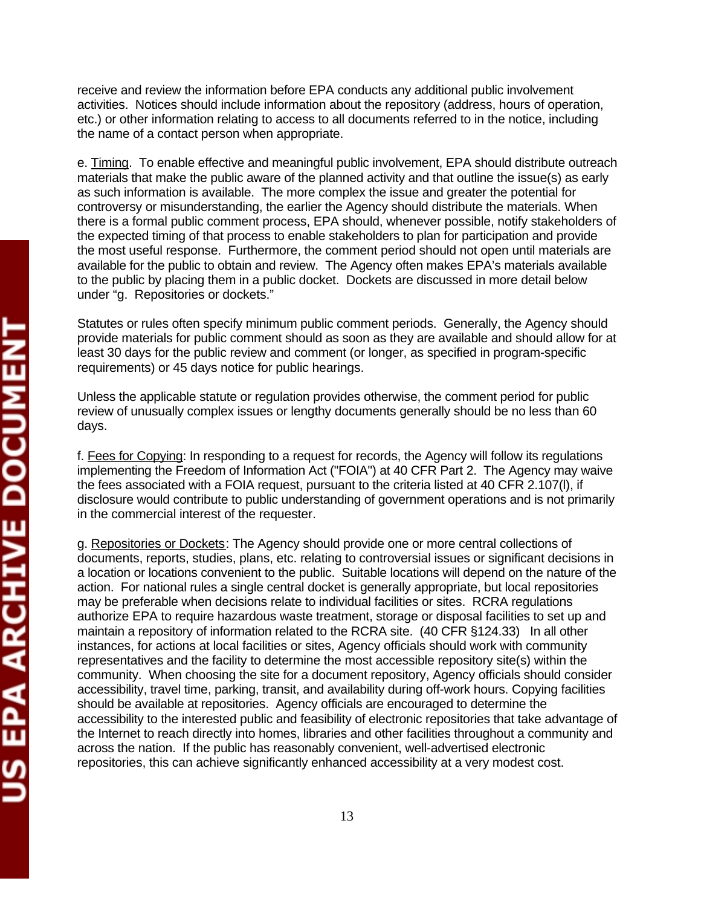receive and review the information before EPA conducts any additional public involvement activities. Notices should include information about the repository (address, hours of operation, etc.) or other information relating to access to all documents referred to in the notice, including the name of a contact person when appropriate.

e. Timing. To enable effective and meaningful public involvement, EPA should distribute outreach materials that make the public aware of the planned activity and that outline the issue(s) as early as such information is available. The more complex the issue and greater the potential for controversy or misunderstanding, the earlier the Agency should distribute the materials. When there is a formal public comment process, EPA should, whenever possible, notify stakeholders of the expected timing of that process to enable stakeholders to plan for participation and provide the most useful response. Furthermore, the comment period should not open until materials are available for the public to obtain and review. The Agency often makes EPA's materials available to the public by placing them in a public docket. Dockets are discussed in more detail below under "g. Repositories or dockets."

Statutes or rules often specify minimum public comment periods. Generally, the Agency should provide materials for public comment should as soon as they are available and should allow for at least 30 days for the public review and comment (or longer, as specified in program-specific requirements) or 45 days notice for public hearings.

Unless the applicable statute or regulation provides otherwise, the comment period for public review of unusually complex issues or lengthy documents generally should be no less than 60 days.

f. Fees for Copying: In responding to a request for records, the Agency will follow its regulations implementing the Freedom of Information Act ("FOIA") at 40 CFR Part 2. The Agency may waive the fees associated with a FOIA request, pursuant to the criteria listed at 40 CFR 2.107(l), if disclosure would contribute to public understanding of government operations and is not primarily in the commercial interest of the requester.

g. Repositories or Dockets: The Agency should provide one or more central collections of documents, reports, studies, plans, etc. relating to controversial issues or significant decisions in a location or locations convenient to the public. Suitable locations will depend on the nature of the action. For national rules a single central docket is generally appropriate, but local repositories may be preferable when decisions relate to individual facilities or sites. RCRA regulations authorize EPA to require hazardous waste treatment, storage or disposal facilities to set up and maintain a repository of information related to the RCRA site. (40 CFR §124.33) In all other instances, for actions at local facilities or sites, Agency officials should work with community representatives and the facility to determine the most accessible repository site(s) within the community. When choosing the site for a document repository, Agency officials should consider accessibility, travel time, parking, transit, and availability during off-work hours. Copying facilities should be available at repositories. Agency officials are encouraged to determine the accessibility to the interested public and feasibility of electronic repositories that take advantage of the Internet to reach directly into homes, libraries and other facilities throughout a community and across the nation. If the public has reasonably convenient, well-advertised electronic repositories, this can achieve significantly enhanced accessibility at a very modest cost.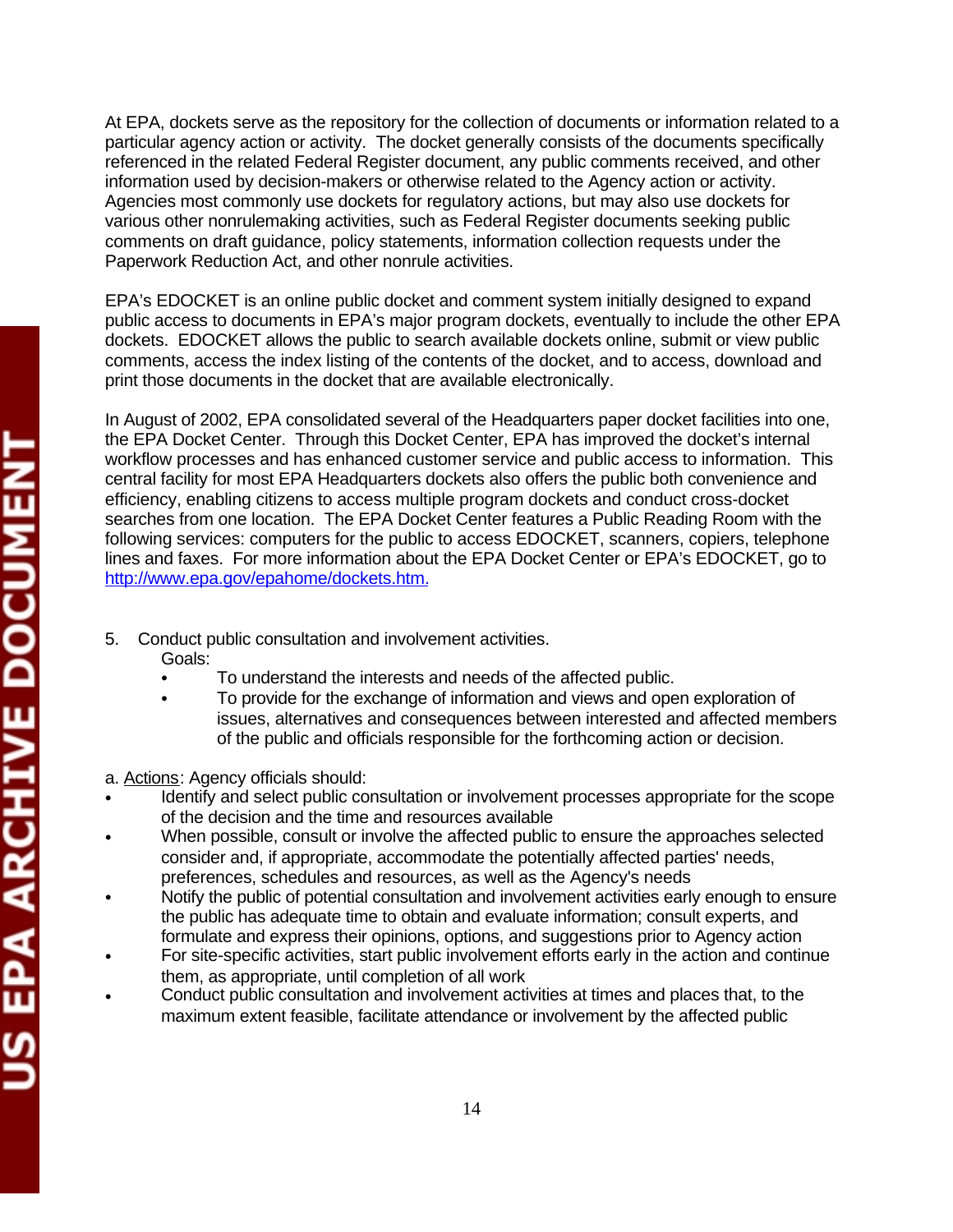At EPA, dockets serve as the repository for the collection of documents or information related to a particular agency action or activity. The docket generally consists of the documents specifically referenced in the related Federal Register document, any public comments received, and other information used by decision-makers or otherwise related to the Agency action or activity. Agencies most commonly use dockets for regulatory actions, but may also use dockets for various other nonrulemaking activities, such as Federal Register documents seeking public comments on draft guidance, policy statements, information collection requests under the Paperwork Reduction Act, and other nonrule activities.

EPA's EDOCKET is an online public docket and comment system initially designed to expand public access to documents in EPA's major program dockets, eventually to include the other EPA dockets. EDOCKET allows the public to search available dockets online, submit or view public comments, access the index listing of the contents of the docket, and to access, download and print those documents in the docket that are available electronically.

In August of 2002, EPA consolidated several of the Headquarters paper docket facilities into one, the EPA Docket Center. Through this Docket Center, EPA has improved the docket's internal workflow processes and has enhanced customer service and public access to information. This central facility for most EPA Headquarters dockets also offers the public both convenience and efficiency, enabling citizens to access multiple program dockets and conduct cross-docket searches from one location. The EPA Docket Center features a Public Reading Room with the following services: computers for the public to access EDOCKET, scanners, copiers, telephone lines and faxes. For more information about the EPA Docket Center or EPA's EDOCKET, go to http://www.epa.gov/epahome/dockets.htm.

5. Conduct public consultation and involvement activities.

   Goals:

   - To understand the interests and needs of the affected public.
   - To provide for the exchange of information and views and open exploration of issues, alternatives and consequences between interested and affected members of the public and officials responsible for the forthcoming action or decision.

a. Actions: Agency officials should:

- Identify and select public consultation or involvement processes appropriate for the scope of the decision and the time and resources available
- When possible, consult or involve the affected public to ensure the approaches selected consider and, if appropriate, accommodate the potentially affected parties' needs, preferences, schedules and resources, as well as the Agency's needs
- Notify the public of potential consultation and involvement activities early enough to ensure the public has adequate time to obtain and evaluate information; consult experts, and formulate and express their opinions, options, and suggestions prior to Agency action
- For site-specific activities, start public involvement efforts early in the action and continue them, as appropriate, until completion of all work
- Conduct public consultation and involvement activities at times and places that, to the maximum extent feasible, facilitate attendance or involvement by the affected public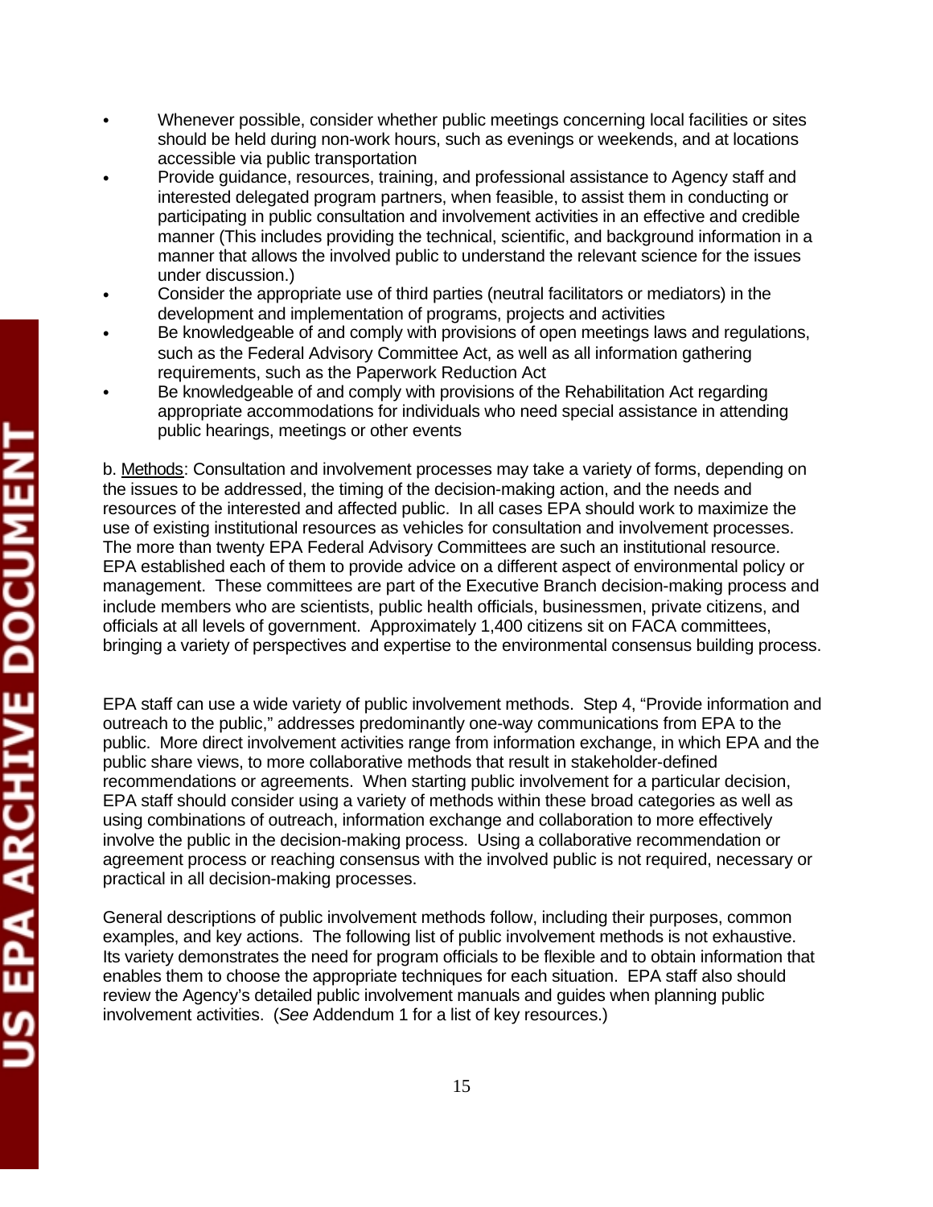- Whenever possible, consider whether public meetings concerning local facilities or sites should be held during non-work hours, such as evenings or weekends, and at locations accessible via public transportation
- Provide guidance, resources, training, and professional assistance to Agency staff and interested delegated program partners, when feasible, to assist them in conducting or participating in public consultation and involvement activities in an effective and credible manner (This includes providing the technical, scientific, and background information in a manner that allows the involved public to understand the relevant science for the issues under discussion.)
- Consider the appropriate use of third parties (neutral facilitators or mediators) in the development and implementation of programs, projects and activities
- Be knowledgeable of and comply with provisions of open meetings laws and regulations, such as the Federal Advisory Committee Act, as well as all information gathering requirements, such as the Paperwork Reduction Act
- Be knowledgeable of and comply with provisions of the Rehabilitation Act regarding appropriate accommodations for individuals who need special assistance in attending public hearings, meetings or other events

b. Methods: Consultation and involvement processes may take a variety of forms, depending on the issues to be addressed, the timing of the decision-making action, and the needs and resources of the interested and affected public. In all cases EPA should work to maximize the use of existing institutional resources as vehicles for consultation and involvement processes. The more than twenty EPA Federal Advisory Committees are such an institutional resource. EPA established each of them to provide advice on a different aspect of environmental policy or management. These committees are part of the Executive Branch decision-making process and include members who are scientists, public health officials, businessmen, private citizens, and officials at all levels of government. Approximately 1,400 citizens sit on FACA committees, bringing a variety of perspectives and expertise to the environmental consensus building process.

EPA staff can use a wide variety of public involvement methods. Step 4, "Provide information and outreach to the public," addresses predominantly one-way communications from EPA to the public. More direct involvement activities range from information exchange, in which EPA and the public share views, to more collaborative methods that result in stakeholder-defined recommendations or agreements. When starting public involvement for a particular decision, EPA staff should consider using a variety of methods within these broad categories as well as using combinations of outreach, information exchange and collaboration to more effectively involve the public in the decision-making process. Using a collaborative recommendation or agreement process or reaching consensus with the involved public is not required, necessary or practical in all decision-making processes.

General descriptions of public involvement methods follow, including their purposes, common examples, and key actions. The following list of public involvement methods is not exhaustive. Its variety demonstrates the need for program officials to be flexible and to obtain information that enables them to choose the appropriate techniques for each situation. EPA staff also should review the Agency's detailed public involvement manuals and guides when planning public involvement activities. (*See* Addendum 1 for a list of key resources.)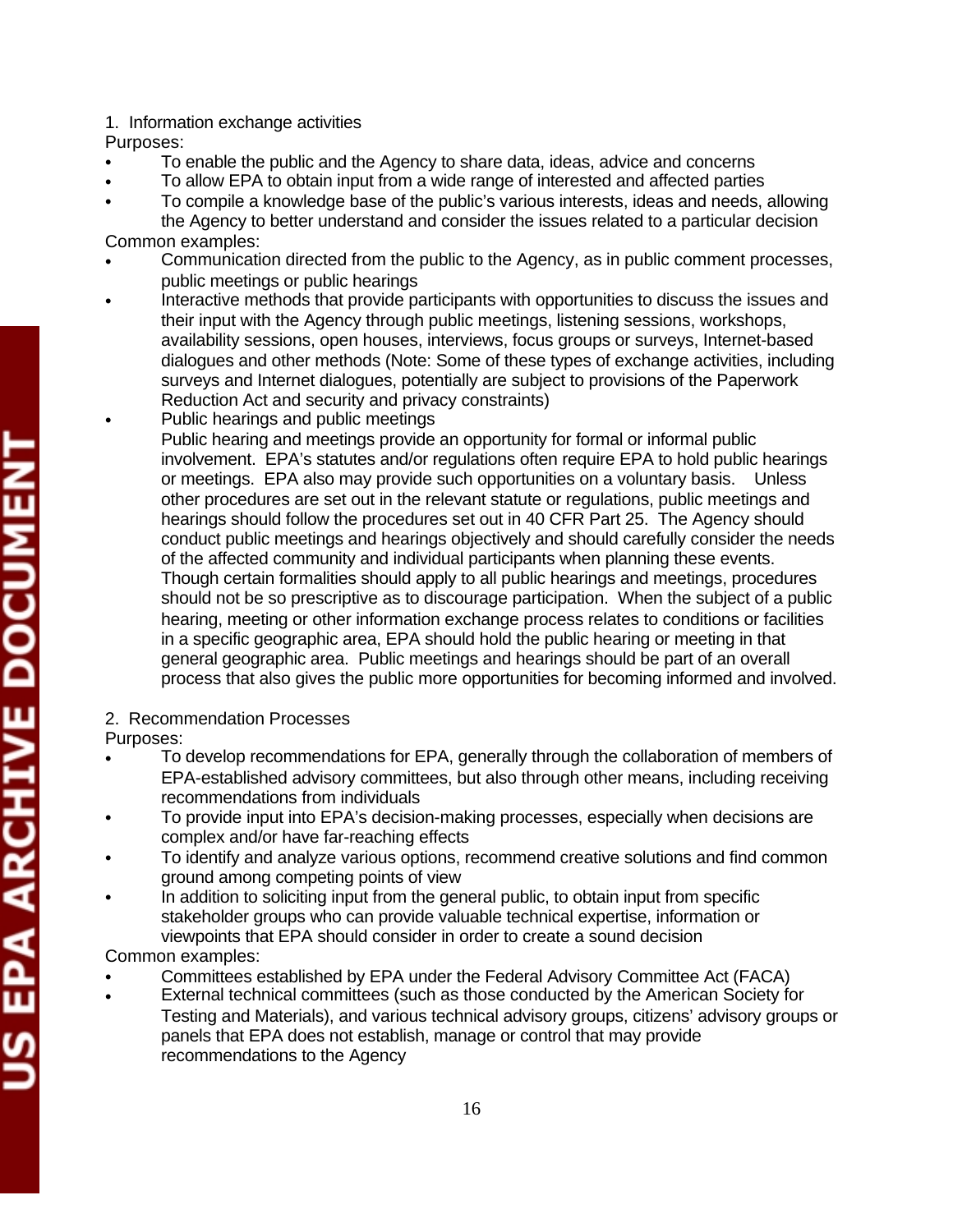1. Information exchange activities

Purposes:

- To enable the public and the Agency to share data, ideas, advice and concerns
- To allow EPA to obtain input from a wide range of interested and affected parties
- To compile a knowledge base of the public's various interests, ideas and needs, allowing the Agency to better understand and consider the issues related to a particular decision

Common examples:

- Communication directed from the public to the Agency, as in public comment processes, public meetings or public hearings
- Interactive methods that provide participants with opportunities to discuss the issues and their input with the Agency through public meetings, listening sessions, workshops, availability sessions, open houses, interviews, focus groups or surveys, Internet-based dialogues and other methods (Note: Some of these types of exchange activities, including surveys and Internet dialogues, potentially are subject to provisions of the Paperwork Reduction Act and security and privacy constraints)
- Public hearings and public meetings

  Public hearing and meetings provide an opportunity for formal or informal public involvement. EPA's statutes and/or regulations often require EPA to hold public hearings or meetings. EPA also may provide such opportunities on a voluntary basis. Unless other procedures are set out in the relevant statute or regulations, public meetings and hearings should follow the procedures set out in 40 CFR Part 25. The Agency should conduct public meetings and hearings objectively and should carefully consider the needs of the affected community and individual participants when planning these events. Though certain formalities should apply to all public hearings and meetings, procedures should not be so prescriptive as to discourage participation. When the subject of a public hearing, meeting or other information exchange process relates to conditions or facilities in a specific geographic area, EPA should hold the public hearing or meeting in that general geographic area. Public meetings and hearings should be part of an overall process that also gives the public more opportunities for becoming informed and involved.

2. Recommendation Processes

Purposes:

- To develop recommendations for EPA, generally through the collaboration of members of EPA-established advisory committees, but also through other means, including receiving recommendations from individuals
- To provide input into EPA's decision-making processes, especially when decisions are complex and/or have far-reaching effects
- To identify and analyze various options, recommend creative solutions and find common ground among competing points of view
- In addition to soliciting input from the general public, to obtain input from specific stakeholder groups who can provide valuable technical expertise, information or viewpoints that EPA should consider in order to create a sound decision

Common examples:

- Committees established by EPA under the Federal Advisory Committee Act (FACA)
- External technical committees (such as those conducted by the American Society for Testing and Materials), and various technical advisory groups, citizens' advisory groups or panels that EPA does not establish, manage or control that may provide recommendations to the Agency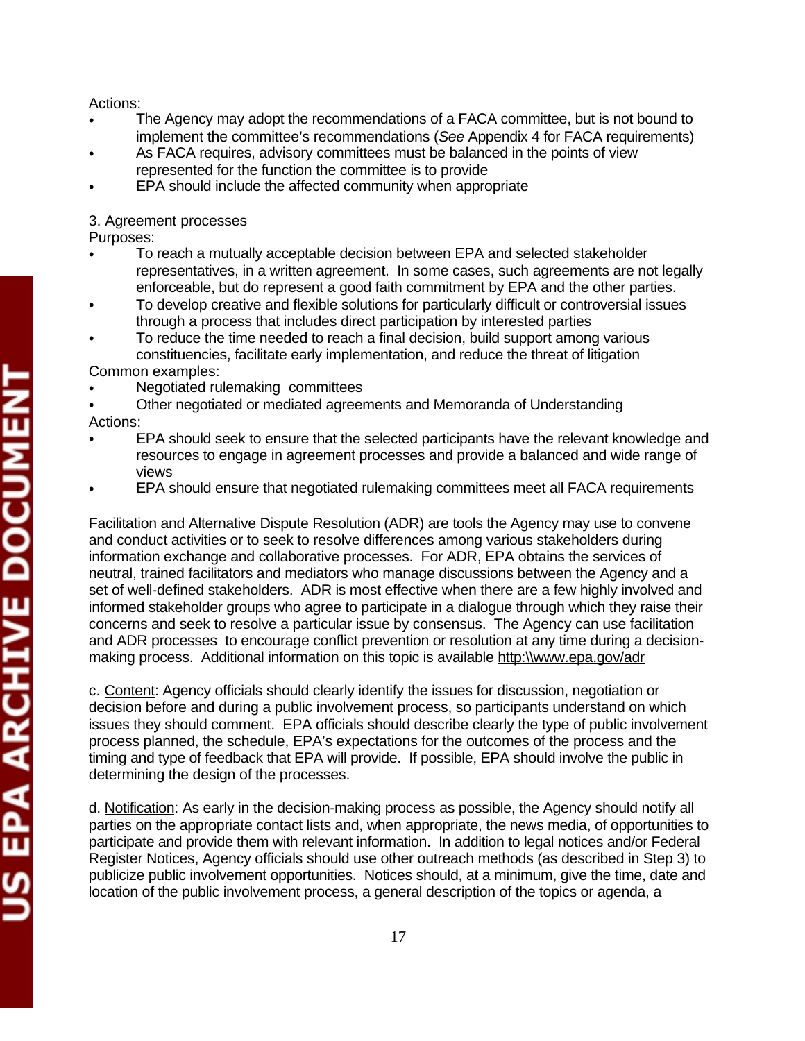Actions:

- The Agency may adopt the recommendations of a FACA committee, but is not bound to implement the committee's recommendations (*See* Appendix 4 for FACA requirements)
- As FACA requires, advisory committees must be balanced in the points of view represented for the function the committee is to provide
- EPA should include the affected community when appropriate

3. Agreement processes

Purposes:

- To reach a mutually acceptable decision between EPA and selected stakeholder representatives, in a written agreement. In some cases, such agreements are not legally enforceable, but do represent a good faith commitment by EPA and the other parties.
- To develop creative and flexible solutions for particularly difficult or controversial issues through a process that includes direct participation by interested parties
- To reduce the time needed to reach a final decision, build support among various constituencies, facilitate early implementation, and reduce the threat of litigation

Common examples:

- Negotiated rulemaking committees
- Other negotiated or mediated agreements and Memoranda of Understanding

Actions:

- EPA should seek to ensure that the selected participants have the relevant knowledge and resources to engage in agreement processes and provide a balanced and wide range of views
- EPA should ensure that negotiated rulemaking committees meet all FACA requirements

Facilitation and Alternative Dispute Resolution (ADR) are tools the Agency may use to convene and conduct activities or to seek to resolve differences among various stakeholders during information exchange and collaborative processes. For ADR, EPA obtains the services of neutral, trained facilitators and mediators who manage discussions between the Agency and a set of well-defined stakeholders. ADR is most effective when there are a few highly involved and informed stakeholder groups who agree to participate in a dialogue through which they raise their concerns and seek to resolve a particular issue by consensus. The Agency can use facilitation and ADR processes to encourage conflict prevention or resolution at any time during a decision-making process. Additional information on this topic is available http:\\www.epa.gov/adr

c. Content: Agency officials should clearly identify the issues for discussion, negotiation or decision before and during a public involvement process, so participants understand on which issues they should comment. EPA officials should describe clearly the type of public involvement process planned, the schedule, EPA's expectations for the outcomes of the process and the timing and type of feedback that EPA will provide. If possible, EPA should involve the public in determining the design of the processes.

d. Notification: As early in the decision-making process as possible, the Agency should notify all parties on the appropriate contact lists and, when appropriate, the news media, of opportunities to participate and provide them with relevant information. In addition to legal notices and/or Federal Register Notices, Agency officials should use other outreach methods (as described in Step 3) to publicize public involvement opportunities. Notices should, at a minimum, give the time, date and location of the public involvement process, a general description of the topics or agenda, a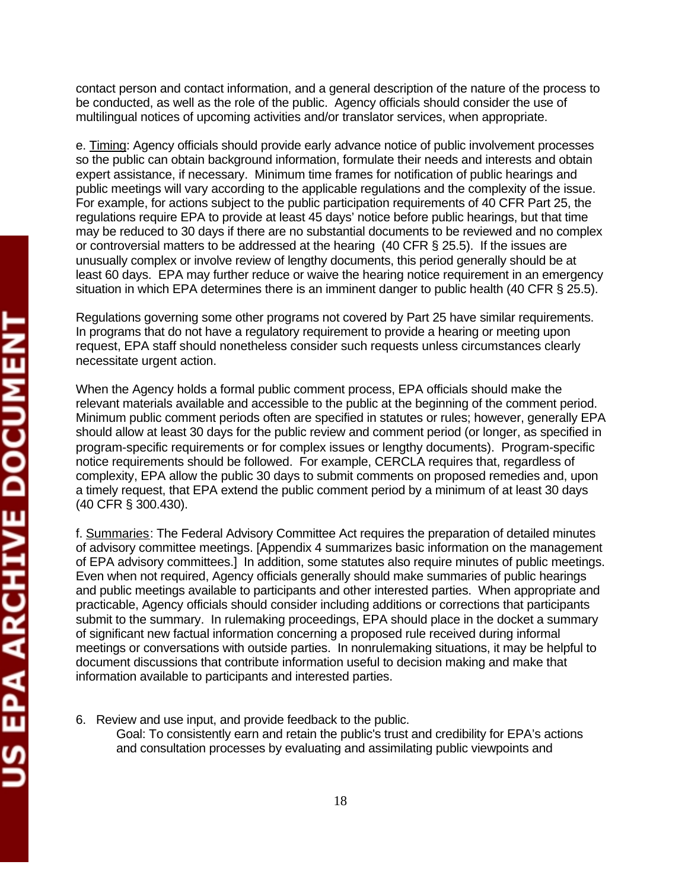contact person and contact information, and a general description of the nature of the process to be conducted, as well as the role of the public. Agency officials should consider the use of multilingual notices of upcoming activities and/or translator services, when appropriate.

e. Timing: Agency officials should provide early advance notice of public involvement processes so the public can obtain background information, formulate their needs and interests and obtain expert assistance, if necessary. Minimum time frames for notification of public hearings and public meetings will vary according to the applicable regulations and the complexity of the issue. For example, for actions subject to the public participation requirements of 40 CFR Part 25, the regulations require EPA to provide at least 45 days' notice before public hearings, but that time may be reduced to 30 days if there are no substantial documents to be reviewed and no complex or controversial matters to be addressed at the hearing (40 CFR § 25.5). If the issues are unusually complex or involve review of lengthy documents, this period generally should be at least 60 days. EPA may further reduce or waive the hearing notice requirement in an emergency situation in which EPA determines there is an imminent danger to public health (40 CFR § 25.5).

Regulations governing some other programs not covered by Part 25 have similar requirements. In programs that do not have a regulatory requirement to provide a hearing or meeting upon request, EPA staff should nonetheless consider such requests unless circumstances clearly necessitate urgent action.

When the Agency holds a formal public comment process, EPA officials should make the relevant materials available and accessible to the public at the beginning of the comment period. Minimum public comment periods often are specified in statutes or rules; however, generally EPA should allow at least 30 days for the public review and comment period (or longer, as specified in program-specific requirements or for complex issues or lengthy documents). Program-specific notice requirements should be followed. For example, CERCLA requires that, regardless of complexity, EPA allow the public 30 days to submit comments on proposed remedies and, upon a timely request, that EPA extend the public comment period by a minimum of at least 30 days (40 CFR § 300.430).

f. Summaries: The Federal Advisory Committee Act requires the preparation of detailed minutes of advisory committee meetings. [Appendix 4 summarizes basic information on the management of EPA advisory committees.] In addition, some statutes also require minutes of public meetings. Even when not required, Agency officials generally should make summaries of public hearings and public meetings available to participants and other interested parties. When appropriate and practicable, Agency officials should consider including additions or corrections that participants submit to the summary. In rulemaking proceedings, EPA should place in the docket a summary of significant new factual information concerning a proposed rule received during informal meetings or conversations with outside parties. In nonrulemaking situations, it may be helpful to document discussions that contribute information useful to decision making and make that information available to participants and interested parties.

6. Review and use input, and provide feedback to the public.

   Goal: To consistently earn and retain the public's trust and credibility for EPA's actions and consultation processes by evaluating and assimilating public viewpoints and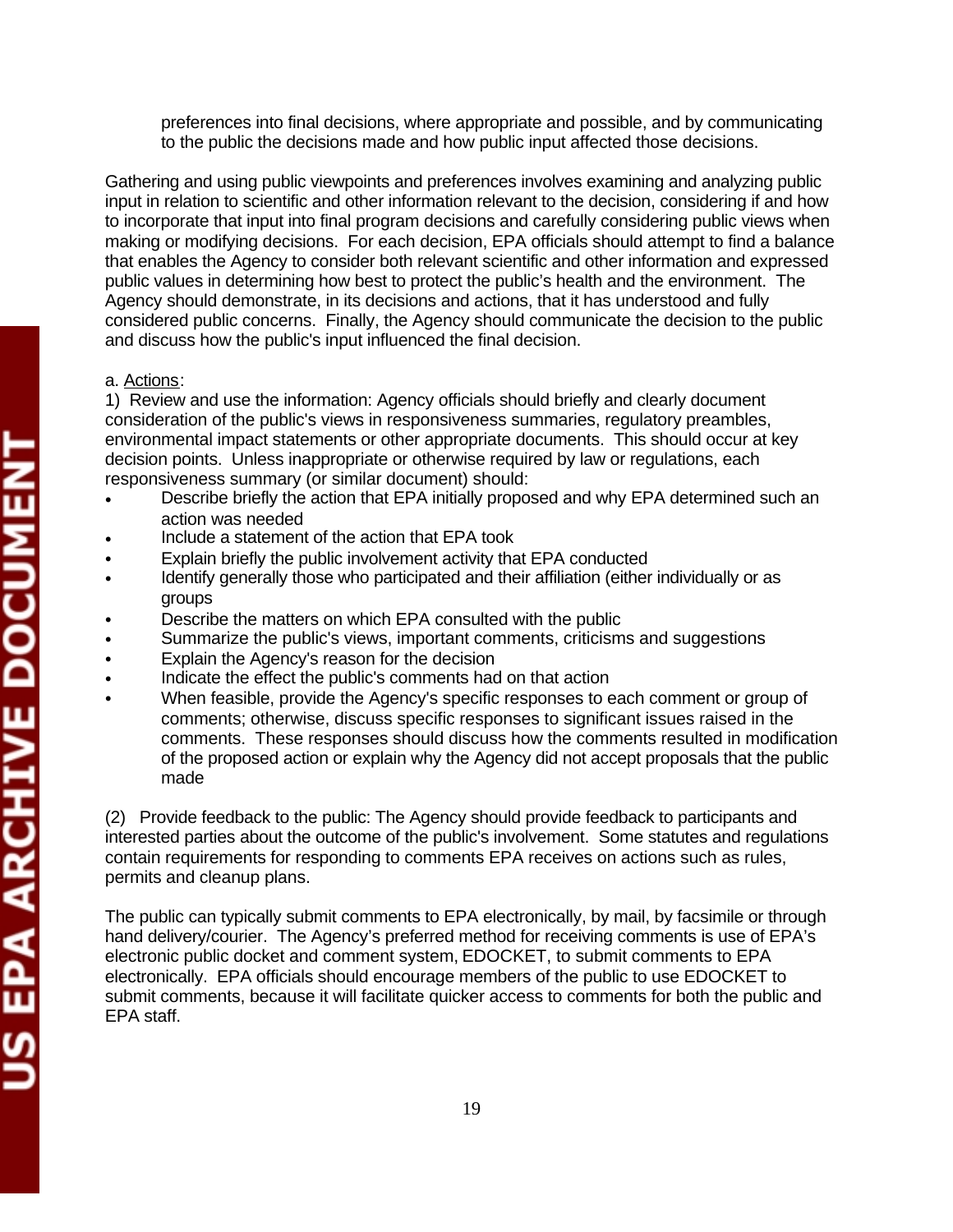preferences into final decisions, where appropriate and possible, and by communicating to the public the decisions made and how public input affected those decisions.

Gathering and using public viewpoints and preferences involves examining and analyzing public input in relation to scientific and other information relevant to the decision, considering if and how to incorporate that input into final program decisions and carefully considering public views when making or modifying decisions. For each decision, EPA officials should attempt to find a balance that enables the Agency to consider both relevant scientific and other information and expressed public values in determining how best to protect the public's health and the environment. The Agency should demonstrate, in its decisions and actions, that it has understood and fully considered public concerns. Finally, the Agency should communicate the decision to the public and discuss how the public's input influenced the final decision.

a. Actions:

1) Review and use the information: Agency officials should briefly and clearly document consideration of the public's views in responsiveness summaries, regulatory preambles, environmental impact statements or other appropriate documents. This should occur at key decision points. Unless inappropriate or otherwise required by law or regulations, each responsiveness summary (or similar document) should:

- Describe briefly the action that EPA initially proposed and why EPA determined such an action was needed
- Include a statement of the action that EPA took
- Explain briefly the public involvement activity that EPA conducted
- Identify generally those who participated and their affiliation (either individually or as groups
- Describe the matters on which EPA consulted with the public
- Summarize the public's views, important comments, criticisms and suggestions
- Explain the Agency's reason for the decision
- Indicate the effect the public's comments had on that action
- When feasible, provide the Agency's specific responses to each comment or group of comments; otherwise, discuss specific responses to significant issues raised in the comments. These responses should discuss how the comments resulted in modification of the proposed action or explain why the Agency did not accept proposals that the public made

(2) Provide feedback to the public: The Agency should provide feedback to participants and interested parties about the outcome of the public's involvement. Some statutes and regulations contain requirements for responding to comments EPA receives on actions such as rules, permits and cleanup plans.

The public can typically submit comments to EPA electronically, by mail, by facsimile or through hand delivery/courier. The Agency's preferred method for receiving comments is use of EPA's electronic public docket and comment system, EDOCKET, to submit comments to EPA electronically. EPA officials should encourage members of the public to use EDOCKET to submit comments, because it will facilitate quicker access to comments for both the public and EPA staff.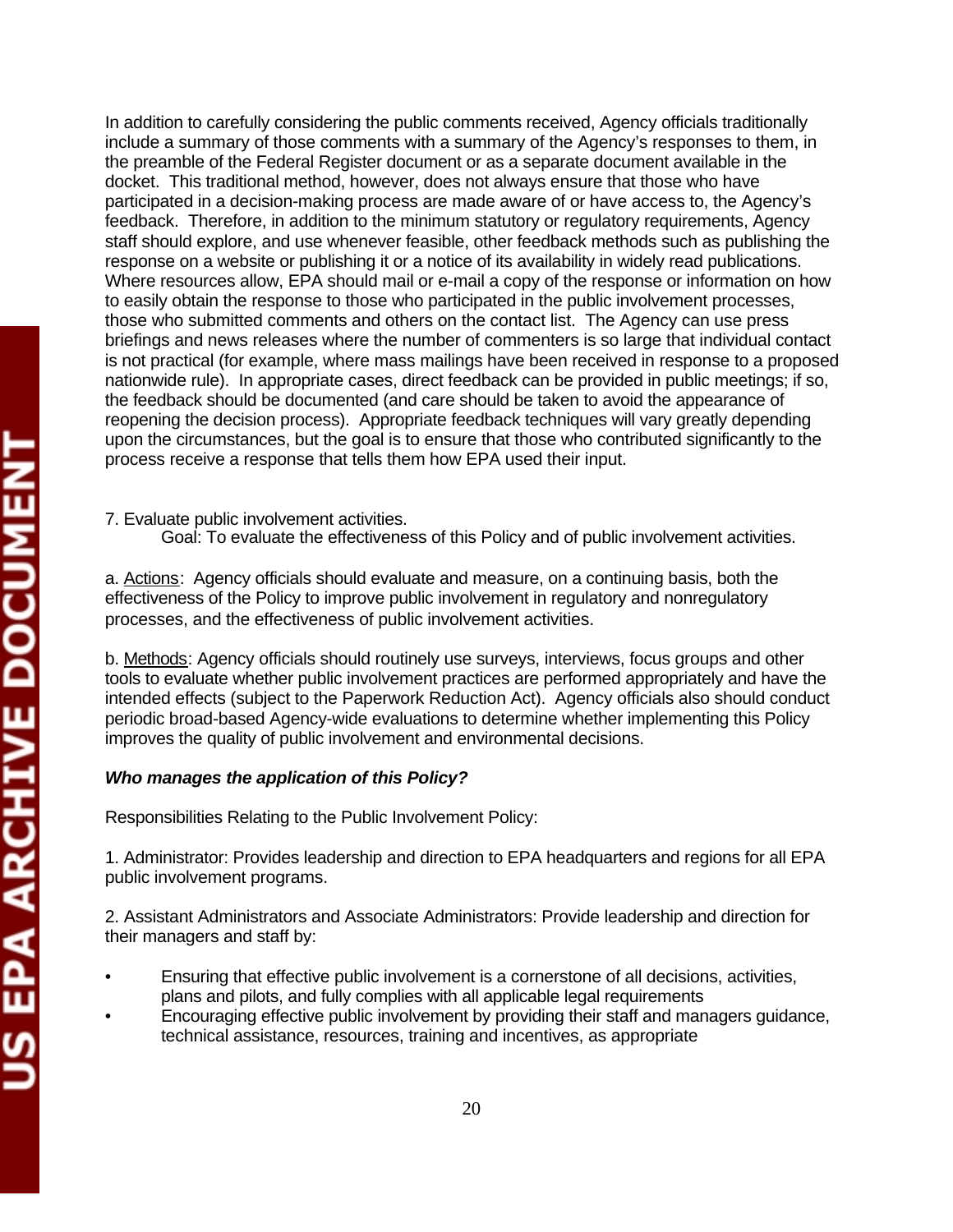In addition to carefully considering the public comments received, Agency officials traditionally include a summary of those comments with a summary of the Agency's responses to them, in the preamble of the Federal Register document or as a separate document available in the docket. This traditional method, however, does not always ensure that those who have participated in a decision-making process are made aware of or have access to, the Agency's feedback. Therefore, in addition to the minimum statutory or regulatory requirements, Agency staff should explore, and use whenever feasible, other feedback methods such as publishing the response on a website or publishing it or a notice of its availability in widely read publications. Where resources allow, EPA should mail or e-mail a copy of the response or information on how to easily obtain the response to those who participated in the public involvement processes, those who submitted comments and others on the contact list. The Agency can use press briefings and news releases where the number of commenters is so large that individual contact is not practical (for example, where mass mailings have been received in response to a proposed nationwide rule). In appropriate cases, direct feedback can be provided in public meetings; if so, the feedback should be documented (and care should be taken to avoid the appearance of reopening the decision process). Appropriate feedback techniques will vary greatly depending upon the circumstances, but the goal is to ensure that those who contributed significantly to the process receive a response that tells them how EPA used their input.

7. Evaluate public involvement activities.

Goal: To evaluate the effectiveness of this Policy and of public involvement activities.

a. Actions: Agency officials should evaluate and measure, on a continuing basis, both the effectiveness of the Policy to improve public involvement in regulatory and nonregulatory processes, and the effectiveness of public involvement activities.

b. Methods: Agency officials should routinely use surveys, interviews, focus groups and other tools to evaluate whether public involvement practices are performed appropriately and have the intended effects (subject to the Paperwork Reduction Act). Agency officials also should conduct periodic broad-based Agency-wide evaluations to determine whether implementing this Policy improves the quality of public involvement and environmental decisions.

***Who manages the application of this Policy?***

Responsibilities Relating to the Public Involvement Policy:

1. Administrator: Provides leadership and direction to EPA headquarters and regions for all EPA public involvement programs.

2. Assistant Administrators and Associate Administrators: Provide leadership and direction for their managers and staff by:

- Ensuring that effective public involvement is a cornerstone of all decisions, activities, plans and pilots, and fully complies with all applicable legal requirements
- Encouraging effective public involvement by providing their staff and managers guidance, technical assistance, resources, training and incentives, as appropriate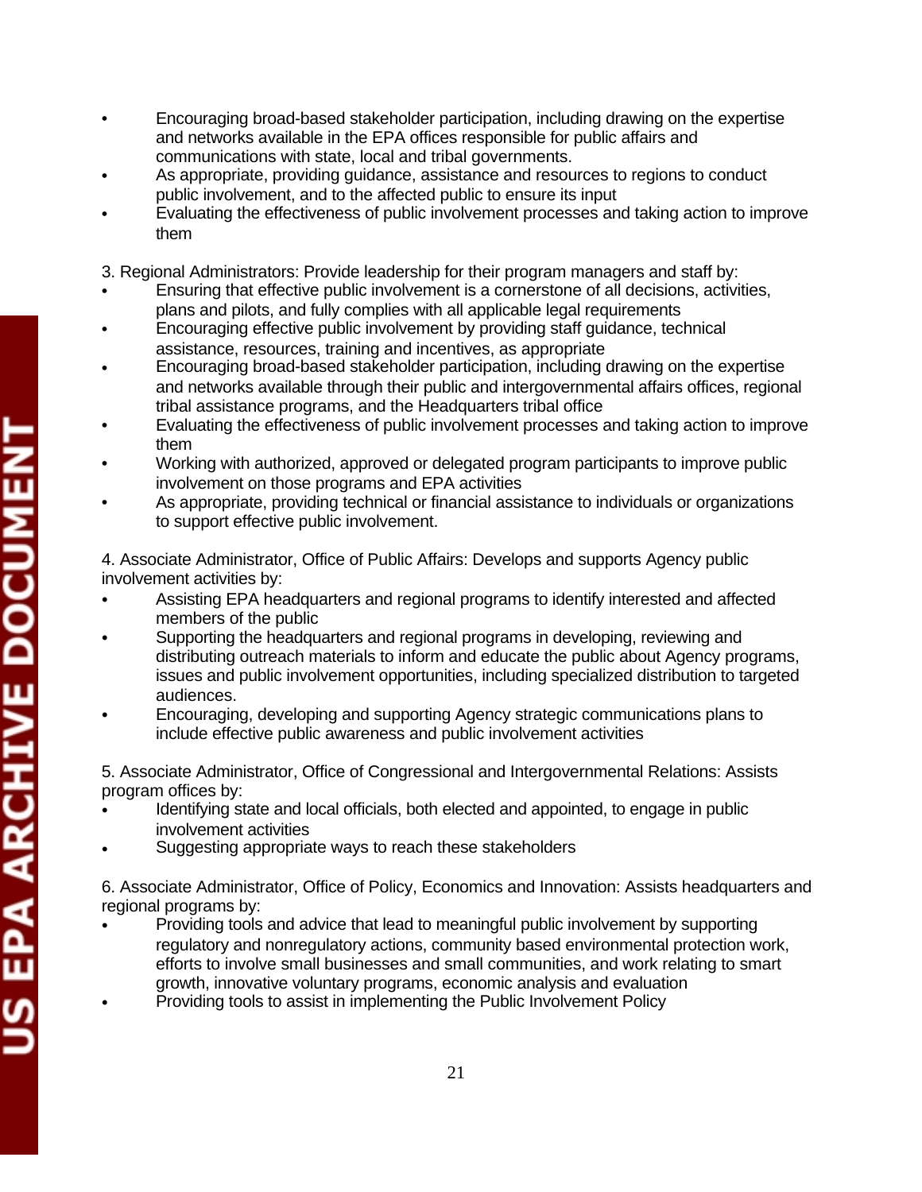- Encouraging broad-based stakeholder participation, including drawing on the expertise and networks available in the EPA offices responsible for public affairs and communications with state, local and tribal governments.
- As appropriate, providing guidance, assistance and resources to regions to conduct public involvement, and to the affected public to ensure its input
- Evaluating the effectiveness of public involvement processes and taking action to improve them

3. Regional Administrators: Provide leadership for their program managers and staff by:

- Ensuring that effective public involvement is a cornerstone of all decisions, activities, plans and pilots, and fully complies with all applicable legal requirements
- Encouraging effective public involvement by providing staff guidance, technical assistance, resources, training and incentives, as appropriate
- Encouraging broad-based stakeholder participation, including drawing on the expertise and networks available through their public and intergovernmental affairs offices, regional tribal assistance programs, and the Headquarters tribal office
- Evaluating the effectiveness of public involvement processes and taking action to improve them
- Working with authorized, approved or delegated program participants to improve public involvement on those programs and EPA activities
- As appropriate, providing technical or financial assistance to individuals or organizations to support effective public involvement.

4. Associate Administrator, Office of Public Affairs: Develops and supports Agency public involvement activities by:

- Assisting EPA headquarters and regional programs to identify interested and affected members of the public
- Supporting the headquarters and regional programs in developing, reviewing and distributing outreach materials to inform and educate the public about Agency programs, issues and public involvement opportunities, including specialized distribution to targeted audiences.
- Encouraging, developing and supporting Agency strategic communications plans to include effective public awareness and public involvement activities

5. Associate Administrator, Office of Congressional and Intergovernmental Relations: Assists program offices by:

- Identifying state and local officials, both elected and appointed, to engage in public involvement activities
- Suggesting appropriate ways to reach these stakeholders

6. Associate Administrator, Office of Policy, Economics and Innovation: Assists headquarters and regional programs by:

- Providing tools and advice that lead to meaningful public involvement by supporting regulatory and nonregulatory actions, community based environmental protection work, efforts to involve small businesses and small communities, and work relating to smart growth, innovative voluntary programs, economic analysis and evaluation
- Providing tools to assist in implementing the Public Involvement Policy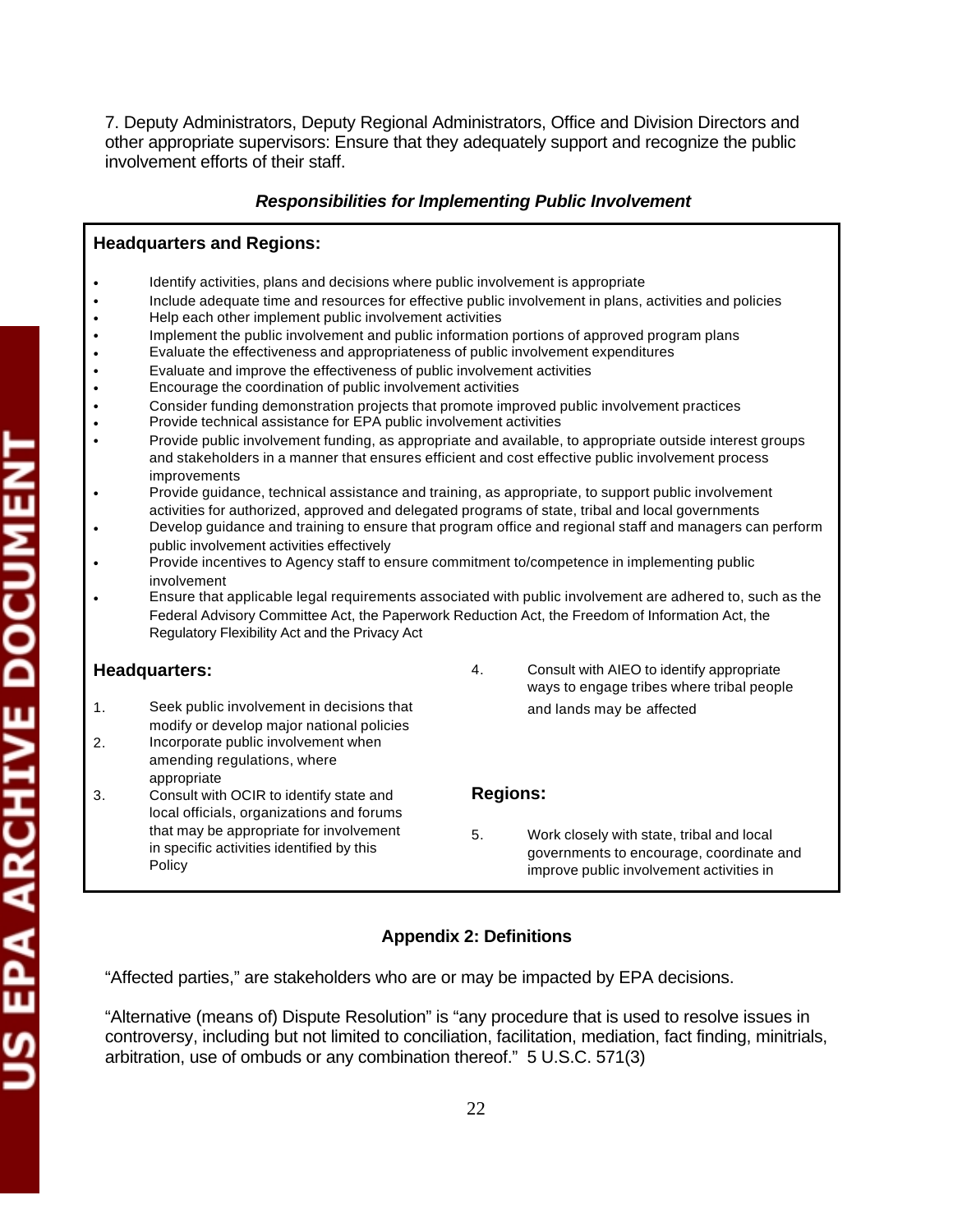7. Deputy Administrators, Deputy Regional Administrators, Office and Division Directors and other appropriate supervisors: Ensure that they adequately support and recognize the public involvement efforts of their staff.

***Responsibilities for Implementing Public Involvement***

**Headquarters and Regions:**

- Identify activities, plans and decisions where public involvement is appropriate
- Include adequate time and resources for effective public involvement in plans, activities and policies
- Help each other implement public involvement activities
- Implement the public involvement and public information portions of approved program plans
- Evaluate the effectiveness and appropriateness of public involvement expenditures
- Evaluate and improve the effectiveness of public involvement activities
- Encourage the coordination of public involvement activities
- Consider funding demonstration projects that promote improved public involvement practices
- Provide technical assistance for EPA public involvement activities
- Provide public involvement funding, as appropriate and available, to appropriate outside interest groups and stakeholders in a manner that ensures efficient and cost effective public involvement process improvements
- Provide guidance, technical assistance and training, as appropriate, to support public involvement activities for authorized, approved and delegated programs of state, tribal and local governments
- Develop guidance and training to ensure that program office and regional staff and managers can perform public involvement activities effectively
- Provide incentives to Agency staff to ensure commitment to/competence in implementing public involvement
- Ensure that applicable legal requirements associated with public involvement are adhered to, such as the Federal Advisory Committee Act, the Paperwork Reduction Act, the Freedom of Information Act, the Regulatory Flexibility Act and the Privacy Act

**Headquarters:**

1. Seek public involvement in decisions that modify or develop major national policies
2. Incorporate public involvement when amending regulations, where appropriate
3. Consult with OCIR to identify state and local officials, organizations and forums that may be appropriate for involvement in specific activities identified by this Policy
4. Consult with AIEO to identify appropriate ways to engage tribes where tribal people and lands may be affected

**Regions:**

5. Work closely with state, tribal and local governments to encourage, coordinate and improve public involvement activities in

## Appendix 2: Definitions

"Affected parties," are stakeholders who are or may be impacted by EPA decisions.

"Alternative (means of) Dispute Resolution" is "any procedure that is used to resolve issues in controversy, including but not limited to conciliation, facilitation, mediation, fact finding, minitrials, arbitration, use of ombuds or any combination thereof." 5 U.S.C. 571(3)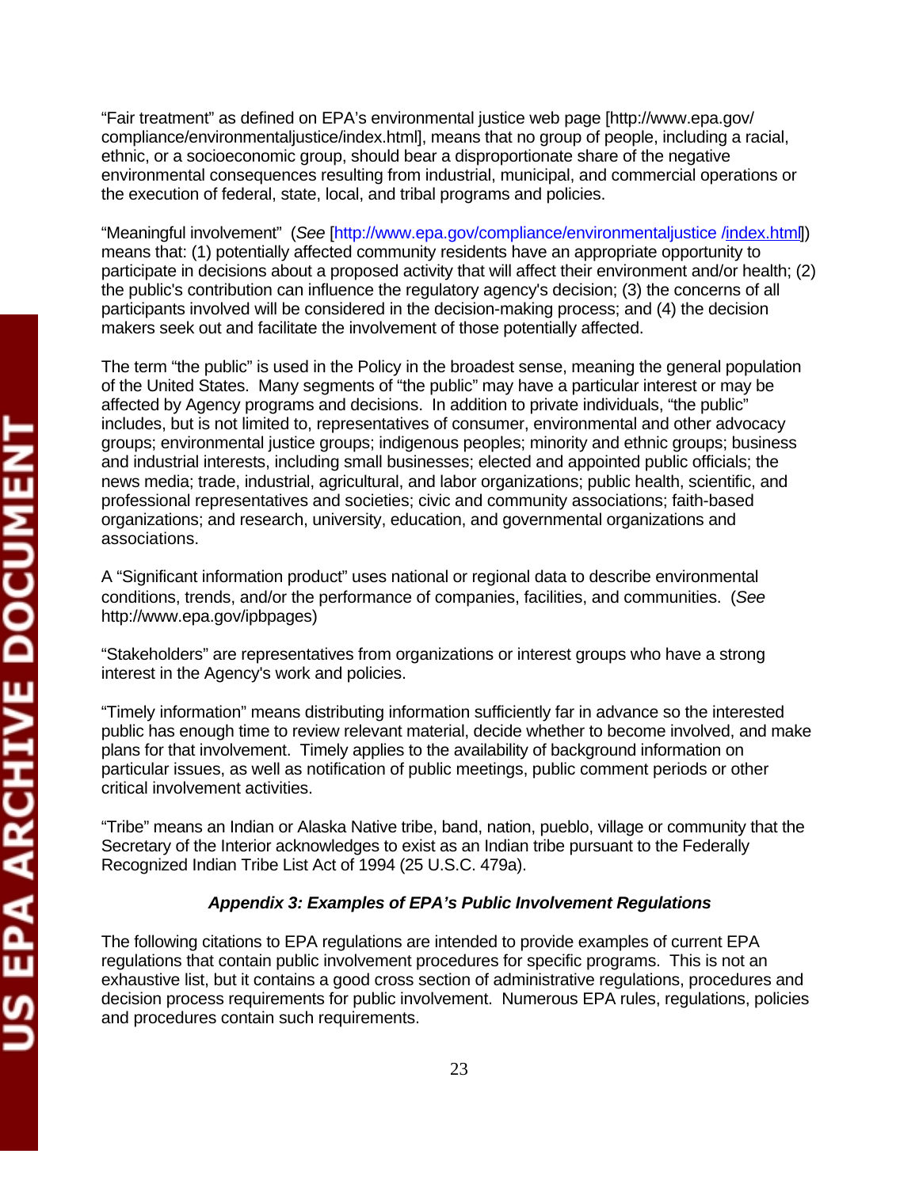"Fair treatment" as defined on EPA's environmental justice web page [http://www.epa.gov/compliance/environmentaljustice/index.html], means that no group of people, including a racial, ethnic, or a socioeconomic group, should bear a disproportionate share of the negative environmental consequences resulting from industrial, municipal, and commercial operations or the execution of federal, state, local, and tribal programs and policies.

"Meaningful involvement" (*See* [http://www.epa.gov/compliance/environmentaljustice /index.html]) means that: (1) potentially affected community residents have an appropriate opportunity to participate in decisions about a proposed activity that will affect their environment and/or health; (2) the public's contribution can influence the regulatory agency's decision; (3) the concerns of all participants involved will be considered in the decision-making process; and (4) the decision makers seek out and facilitate the involvement of those potentially affected.

The term "the public" is used in the Policy in the broadest sense, meaning the general population of the United States. Many segments of "the public" may have a particular interest or may be affected by Agency programs and decisions. In addition to private individuals, "the public" includes, but is not limited to, representatives of consumer, environmental and other advocacy groups; environmental justice groups; indigenous peoples; minority and ethnic groups; business and industrial interests, including small businesses; elected and appointed public officials; the news media; trade, industrial, agricultural, and labor organizations; public health, scientific, and professional representatives and societies; civic and community associations; faith-based organizations; and research, university, education, and governmental organizations and associations.

A "Significant information product" uses national or regional data to describe environmental conditions, trends, and/or the performance of companies, facilities, and communities. (*See* http://www.epa.gov/ipbpages)

"Stakeholders" are representatives from organizations or interest groups who have a strong interest in the Agency's work and policies.

"Timely information" means distributing information sufficiently far in advance so the interested public has enough time to review relevant material, decide whether to become involved, and make plans for that involvement. Timely applies to the availability of background information on particular issues, as well as notification of public meetings, public comment periods or other critical involvement activities.

"Tribe" means an Indian or Alaska Native tribe, band, nation, pueblo, village or community that the Secretary of the Interior acknowledges to exist as an Indian tribe pursuant to the Federally Recognized Indian Tribe List Act of 1994 (25 U.S.C. 479a).

### ***Appendix 3: Examples of EPA's Public Involvement Regulations***

The following citations to EPA regulations are intended to provide examples of current EPA regulations that contain public involvement procedures for specific programs. This is not an exhaustive list, but it contains a good cross section of administrative regulations, procedures and decision process requirements for public involvement. Numerous EPA rules, regulations, policies and procedures contain such requirements.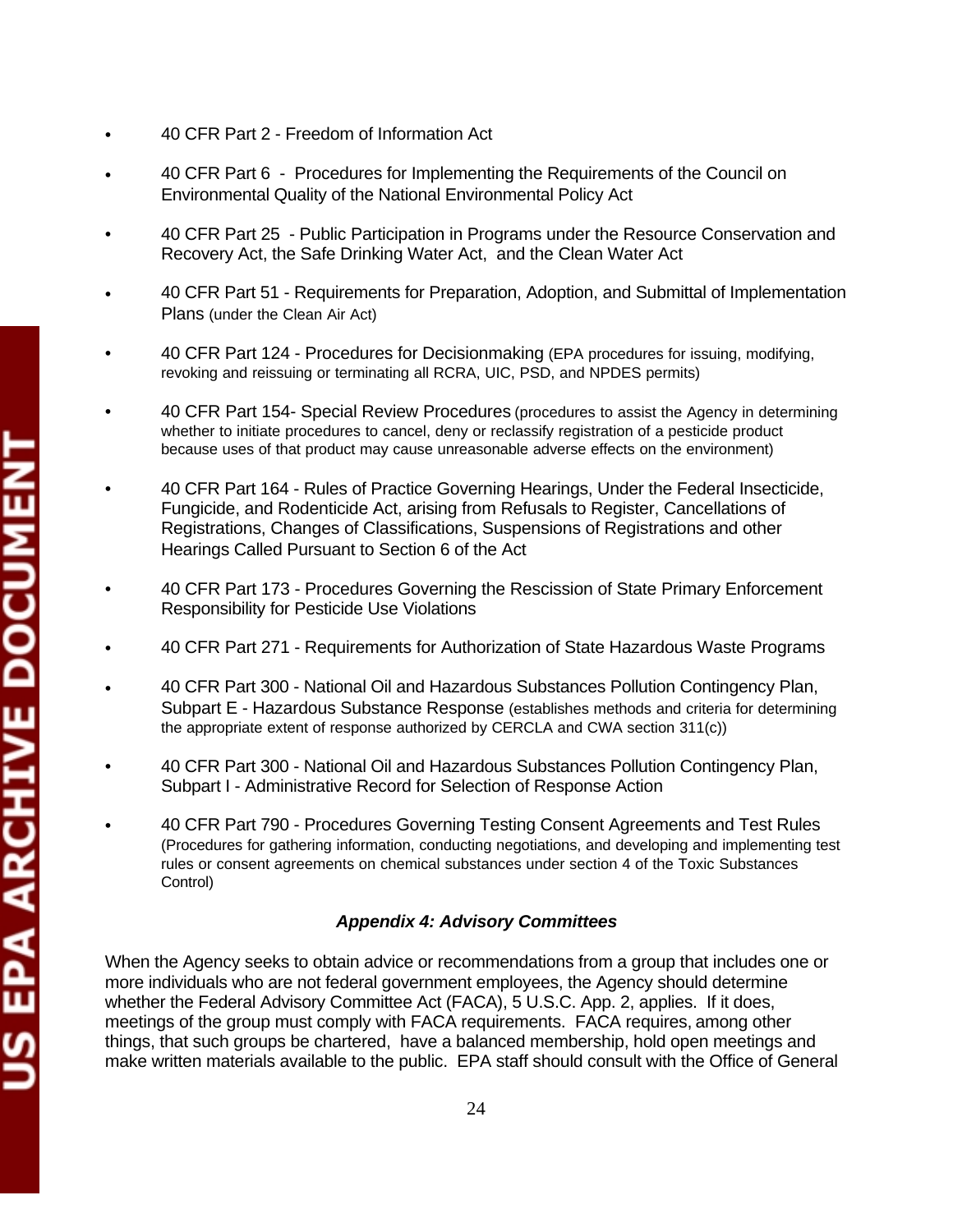- 40 CFR Part 2 - Freedom of Information Act
- 40 CFR Part 6 - Procedures for Implementing the Requirements of the Council on Environmental Quality of the National Environmental Policy Act
- 40 CFR Part 25 - Public Participation in Programs under the Resource Conservation and Recovery Act, the Safe Drinking Water Act, and the Clean Water Act
- 40 CFR Part 51 - Requirements for Preparation, Adoption, and Submittal of Implementation Plans (under the Clean Air Act)
- 40 CFR Part 124 - Procedures for Decisionmaking (EPA procedures for issuing, modifying, revoking and reissuing or terminating all RCRA, UIC, PSD, and NPDES permits)
- 40 CFR Part 154- Special Review Procedures (procedures to assist the Agency in determining whether to initiate procedures to cancel, deny or reclassify registration of a pesticide product because uses of that product may cause unreasonable adverse effects on the environment)
- 40 CFR Part 164 - Rules of Practice Governing Hearings, Under the Federal Insecticide, Fungicide, and Rodenticide Act, arising from Refusals to Register, Cancellations of Registrations, Changes of Classifications, Suspensions of Registrations and other Hearings Called Pursuant to Section 6 of the Act
- 40 CFR Part 173 - Procedures Governing the Rescission of State Primary Enforcement Responsibility for Pesticide Use Violations
- 40 CFR Part 271 - Requirements for Authorization of State Hazardous Waste Programs
- 40 CFR Part 300 - National Oil and Hazardous Substances Pollution Contingency Plan, Subpart E - Hazardous Substance Response (establishes methods and criteria for determining the appropriate extent of response authorized by CERCLA and CWA section 311(c))
- 40 CFR Part 300 - National Oil and Hazardous Substances Pollution Contingency Plan, Subpart I - Administrative Record for Selection of Response Action
- 40 CFR Part 790 - Procedures Governing Testing Consent Agreements and Test Rules (Procedures for gathering information, conducting negotiations, and developing and implementing test rules or consent agreements on chemical substances under section 4 of the Toxic Substances Control)

### *Appendix 4: Advisory Committees*

When the Agency seeks to obtain advice or recommendations from a group that includes one or more individuals who are not federal government employees, the Agency should determine whether the Federal Advisory Committee Act (FACA), 5 U.S.C. App. 2, applies. If it does, meetings of the group must comply with FACA requirements. FACA requires, among other things, that such groups be chartered, have a balanced membership, hold open meetings and make written materials available to the public. EPA staff should consult with the Office of General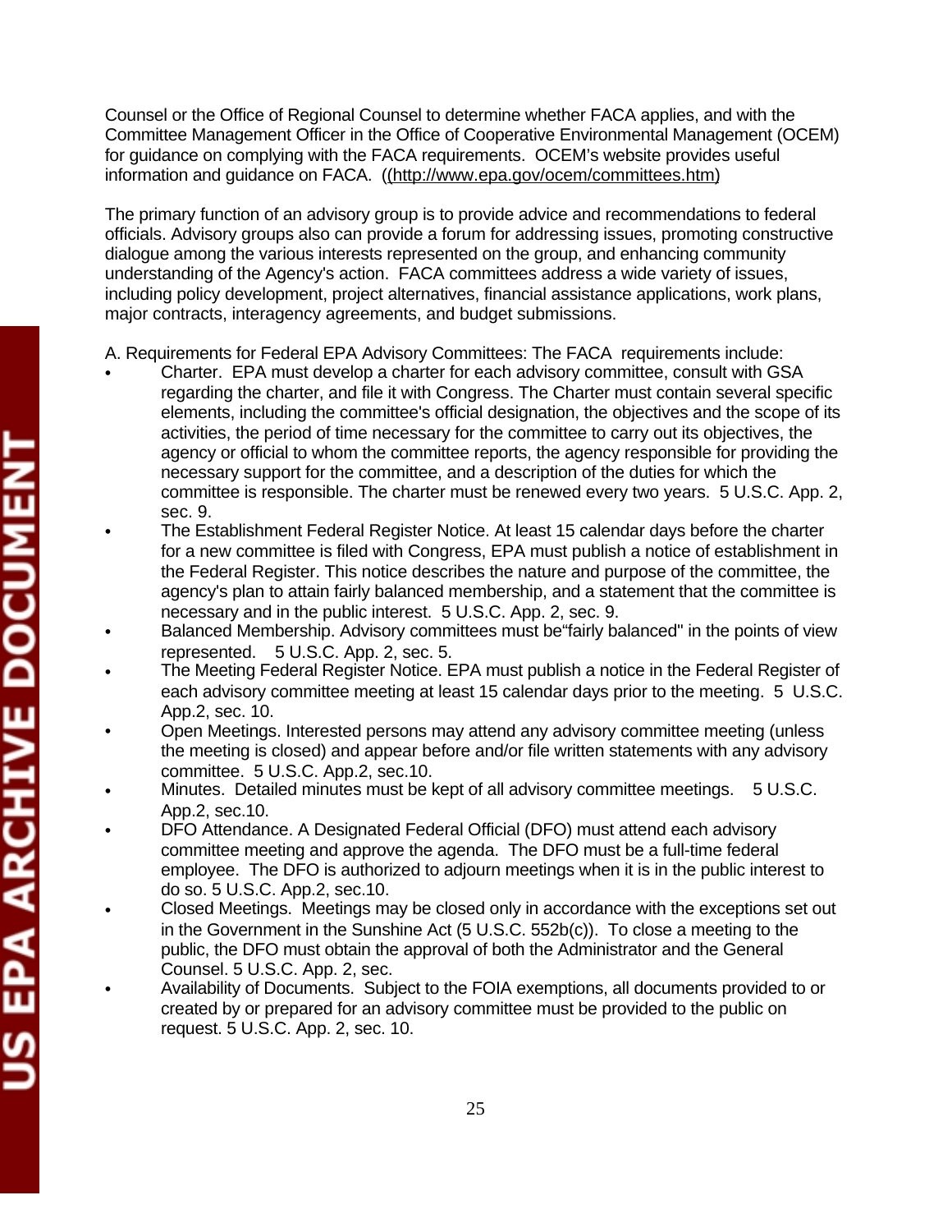Counsel or the Office of Regional Counsel to determine whether FACA applies, and with the Committee Management Officer in the Office of Cooperative Environmental Management (OCEM) for guidance on complying with the FACA requirements. OCEM's website provides useful information and guidance on FACA. ((http://www.epa.gov/ocem/committees.htm)

The primary function of an advisory group is to provide advice and recommendations to federal officials. Advisory groups also can provide a forum for addressing issues, promoting constructive dialogue among the various interests represented on the group, and enhancing community understanding of the Agency's action. FACA committees address a wide variety of issues, including policy development, project alternatives, financial assistance applications, work plans, major contracts, interagency agreements, and budget submissions.

A. Requirements for Federal EPA Advisory Committees: The FACA requirements include:

- Charter. EPA must develop a charter for each advisory committee, consult with GSA regarding the charter, and file it with Congress. The Charter must contain several specific elements, including the committee's official designation, the objectives and the scope of its activities, the period of time necessary for the committee to carry out its objectives, the agency or official to whom the committee reports, the agency responsible for providing the necessary support for the committee, and a description of the duties for which the committee is responsible. The charter must be renewed every two years. 5 U.S.C. App. 2, sec. 9.
- The Establishment Federal Register Notice. At least 15 calendar days before the charter for a new committee is filed with Congress, EPA must publish a notice of establishment in the Federal Register. This notice describes the nature and purpose of the committee, the agency's plan to attain fairly balanced membership, and a statement that the committee is necessary and in the public interest. 5 U.S.C. App. 2, sec. 9.
- Balanced Membership. Advisory committees must be"fairly balanced" in the points of view represented. 5 U.S.C. App. 2, sec. 5.
- The Meeting Federal Register Notice. EPA must publish a notice in the Federal Register of each advisory committee meeting at least 15 calendar days prior to the meeting. 5 U.S.C. App.2, sec. 10.
- Open Meetings. Interested persons may attend any advisory committee meeting (unless the meeting is closed) and appear before and/or file written statements with any advisory committee. 5 U.S.C. App.2, sec.10.
- Minutes. Detailed minutes must be kept of all advisory committee meetings. 5 U.S.C. App.2, sec.10.
- DFO Attendance. A Designated Federal Official (DFO) must attend each advisory committee meeting and approve the agenda. The DFO must be a full-time federal employee. The DFO is authorized to adjourn meetings when it is in the public interest to do so. 5 U.S.C. App.2, sec.10.
- Closed Meetings. Meetings may be closed only in accordance with the exceptions set out in the Government in the Sunshine Act (5 U.S.C. 552b(c)). To close a meeting to the public, the DFO must obtain the approval of both the Administrator and the General Counsel. 5 U.S.C. App. 2, sec.
- Availability of Documents. Subject to the FOIA exemptions, all documents provided to or created by or prepared for an advisory committee must be provided to the public on request. 5 U.S.C. App. 2, sec. 10.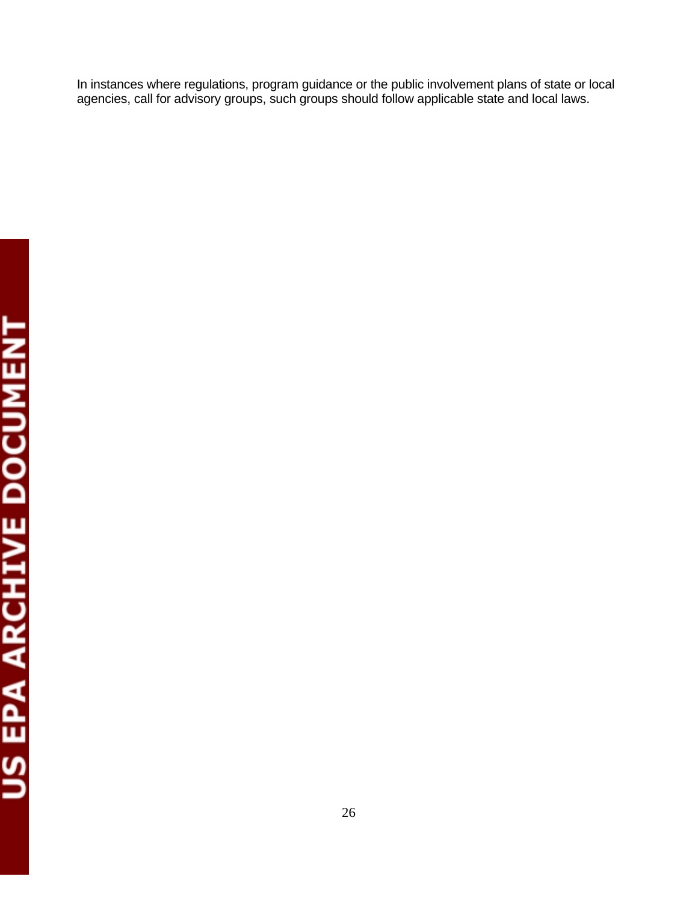In instances where regulations, program guidance or the public involvement plans of state or local agencies, call for advisory groups, such groups should follow applicable state and local laws.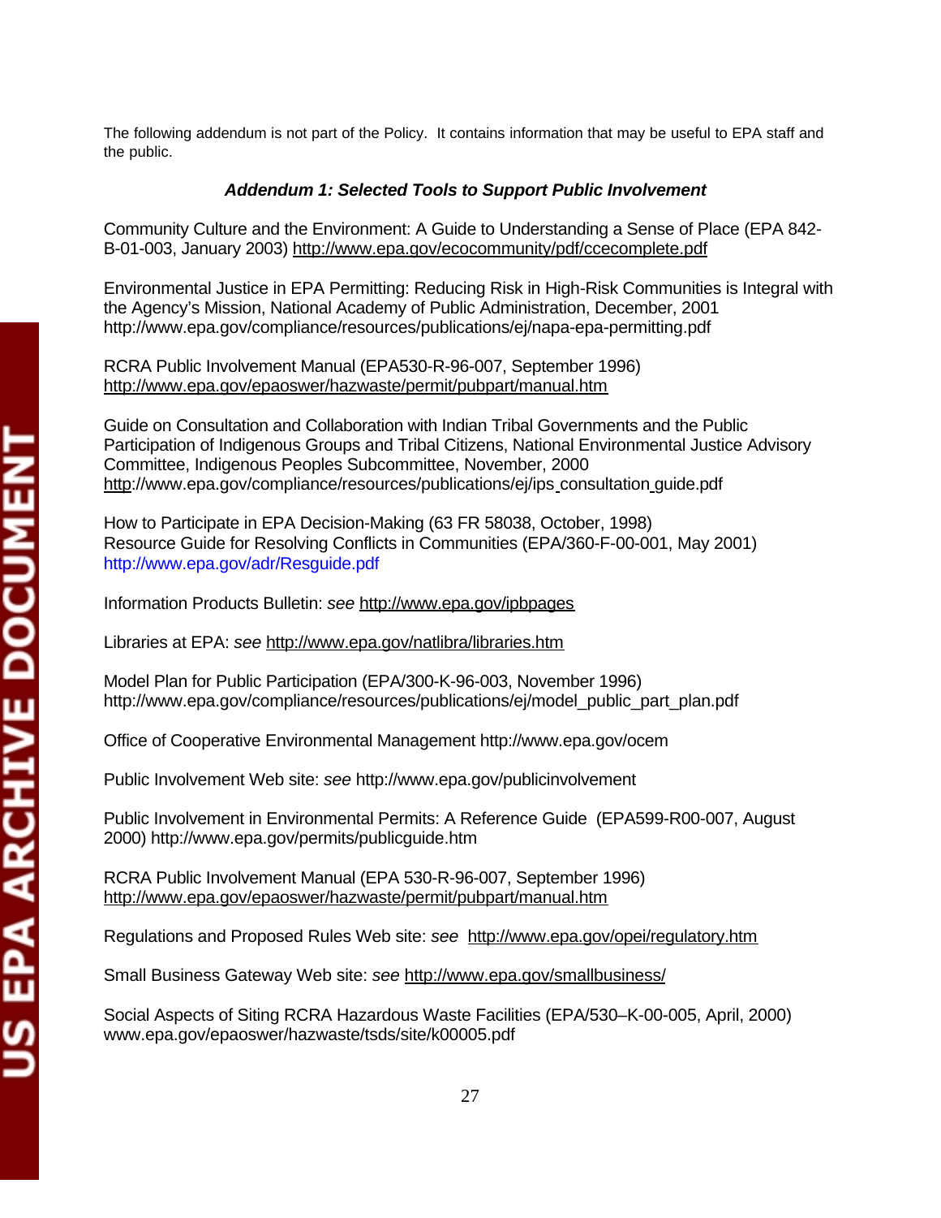The following addendum is not part of the Policy. It contains information that may be useful to EPA staff and the public.

### *Addendum 1: Selected Tools to Support Public Involvement*

Community Culture and the Environment: A Guide to Understanding a Sense of Place (EPA 842-B-01-003, January 2003) http://www.epa.gov/ecocommunity/pdf/ccecomplete.pdf

Environmental Justice in EPA Permitting: Reducing Risk in High-Risk Communities is Integral with the Agency's Mission, National Academy of Public Administration, December, 2001 http://www.epa.gov/compliance/resources/publications/ej/napa-epa-permitting.pdf

RCRA Public Involvement Manual (EPA530-R-96-007, September 1996) http://www.epa.gov/epaoswer/hazwaste/permit/pubpart/manual.htm

Guide on Consultation and Collaboration with Indian Tribal Governments and the Public Participation of Indigenous Groups and Tribal Citizens, National Environmental Justice Advisory Committee, Indigenous Peoples Subcommittee, November, 2000 http://www.epa.gov/compliance/resources/publications/ej/ips_consultation_guide.pdf

How to Participate in EPA Decision-Making (63 FR 58038, October, 1998)
Resource Guide for Resolving Conflicts in Communities (EPA/360-F-00-001, May 2001) http://www.epa.gov/adr/Resguide.pdf

Information Products Bulletin: *see* http://www.epa.gov/ipbpages

Libraries at EPA: *see* http://www.epa.gov/natlibra/libraries.htm

Model Plan for Public Participation (EPA/300-K-96-003, November 1996) http://www.epa.gov/compliance/resources/publications/ej/model_public_part_plan.pdf

Office of Cooperative Environmental Management http://www.epa.gov/ocem

Public Involvement Web site: *see* http://www.epa.gov/publicinvolvement

Public Involvement in Environmental Permits: A Reference Guide (EPA599-R00-007, August 2000) http://www.epa.gov/permits/publicguide.htm

RCRA Public Involvement Manual (EPA 530-R-96-007, September 1996) http://www.epa.gov/epaoswer/hazwaste/permit/pubpart/manual.htm

Regulations and Proposed Rules Web site: *see* http://www.epa.gov/opei/regulatory.htm

Small Business Gateway Web site: *see* http://www.epa.gov/smallbusiness/

Social Aspects of Siting RCRA Hazardous Waste Facilities (EPA/530–K-00-005, April, 2000) www.epa.gov/epaoswer/hazwaste/tsds/site/k00005.pdf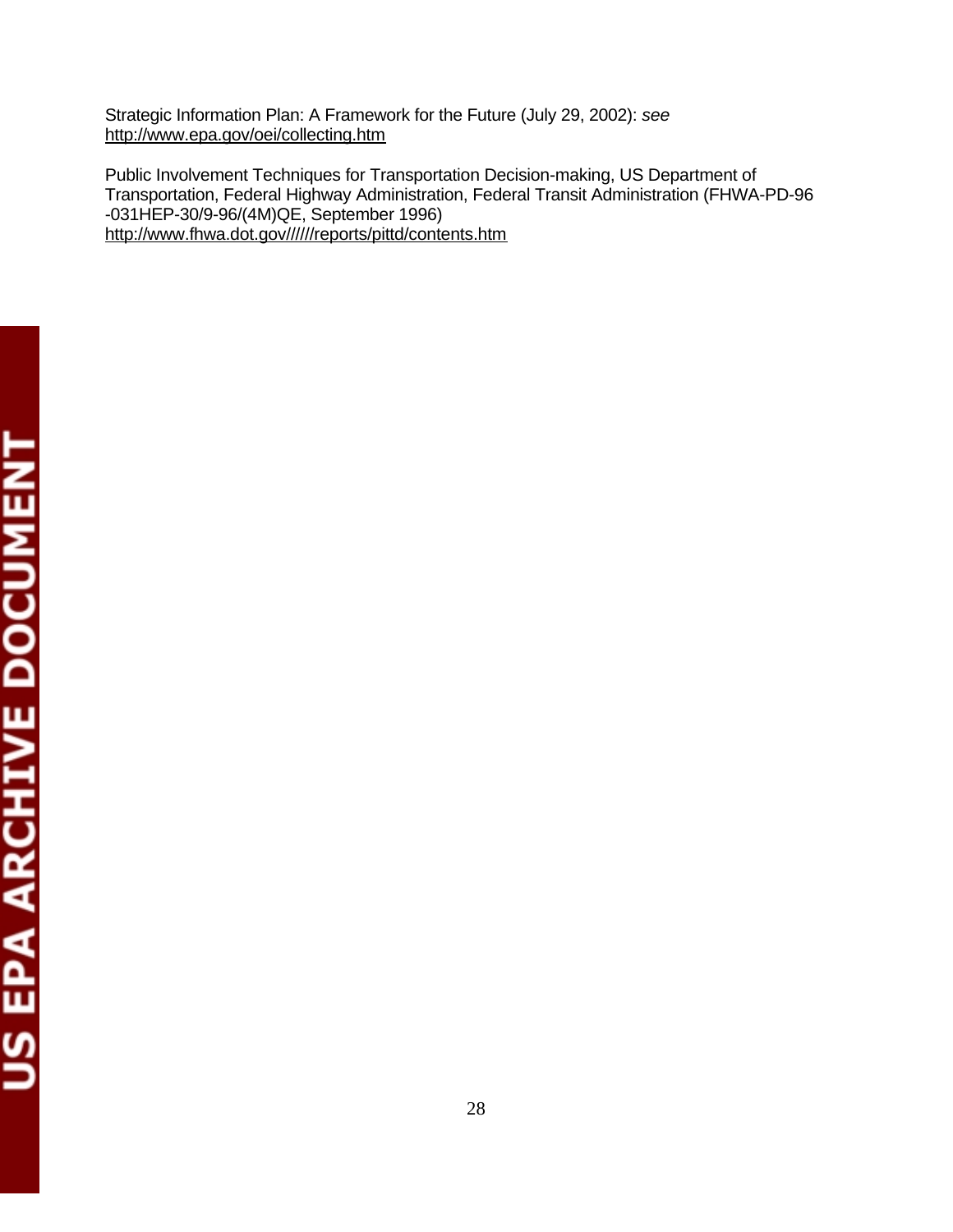Strategic Information Plan: A Framework for the Future (July 29, 2002): *see* http://www.epa.gov/oei/collecting.htm

Public Involvement Techniques for Transportation Decision-making, US Department of Transportation, Federal Highway Administration, Federal Transit Administration (FHWA-PD-96 -031HEP-30/9-96/(4M)QE, September 1996)
http://www.fhwa.dot.gov//////reports/pittd/contents.htm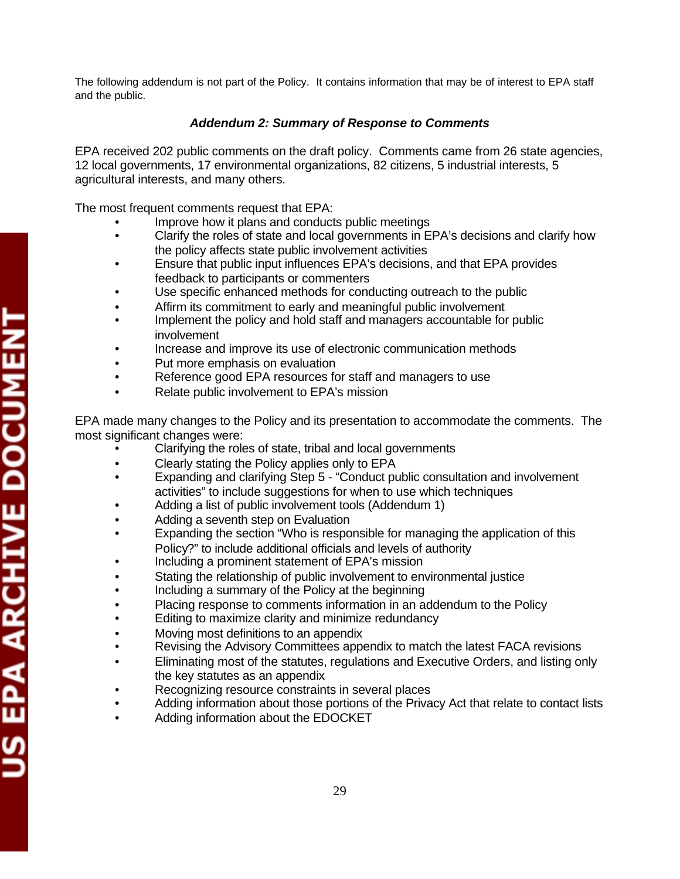The following addendum is not part of the Policy. It contains information that may be of interest to EPA staff and the public.

### *Addendum 2: Summary of Response to Comments*

EPA received 202 public comments on the draft policy. Comments came from 26 state agencies, 12 local governments, 17 environmental organizations, 82 citizens, 5 industrial interests, 5 agricultural interests, and many others.

The most frequent comments request that EPA:

- Improve how it plans and conducts public meetings
- Clarify the roles of state and local governments in EPA's decisions and clarify how the policy affects state public involvement activities
- Ensure that public input influences EPA's decisions, and that EPA provides feedback to participants or commenters
- Use specific enhanced methods for conducting outreach to the public
- Affirm its commitment to early and meaningful public involvement
- Implement the policy and hold staff and managers accountable for public involvement
- Increase and improve its use of electronic communication methods
- Put more emphasis on evaluation
- Reference good EPA resources for staff and managers to use
- Relate public involvement to EPA's mission

EPA made many changes to the Policy and its presentation to accommodate the comments. The most significant changes were:

- Clarifying the roles of state, tribal and local governments
- Clearly stating the Policy applies only to EPA
- Expanding and clarifying Step 5 - "Conduct public consultation and involvement activities" to include suggestions for when to use which techniques
- Adding a list of public involvement tools (Addendum 1)
- Adding a seventh step on Evaluation
- Expanding the section "Who is responsible for managing the application of this Policy?" to include additional officials and levels of authority
- Including a prominent statement of EPA's mission
- Stating the relationship of public involvement to environmental justice
- Including a summary of the Policy at the beginning
- Placing response to comments information in an addendum to the Policy
- Editing to maximize clarity and minimize redundancy
- Moving most definitions to an appendix
- Revising the Advisory Committees appendix to match the latest FACA revisions
- Eliminating most of the statutes, regulations and Executive Orders, and listing only the key statutes as an appendix
- Recognizing resource constraints in several places
- Adding information about those portions of the Privacy Act that relate to contact lists
- Adding information about the EDOCKET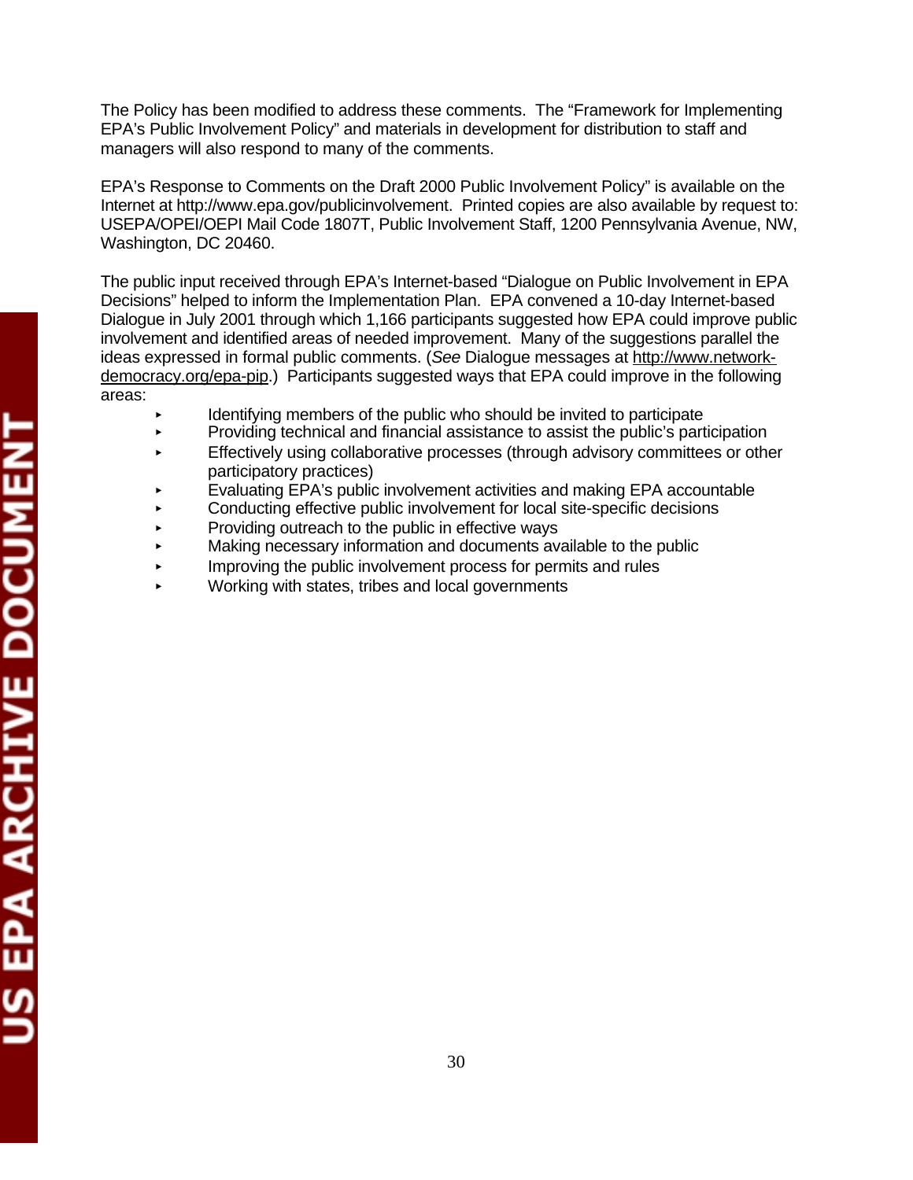The Policy has been modified to address these comments. The "Framework for Implementing EPA's Public Involvement Policy" and materials in development for distribution to staff and managers will also respond to many of the comments.

EPA's Response to Comments on the Draft 2000 Public Involvement Policy" is available on the Internet at http://www.epa.gov/publicinvolvement. Printed copies are also available by request to: USEPA/OPEI/OEPI Mail Code 1807T, Public Involvement Staff, 1200 Pennsylvania Avenue, NW, Washington, DC 20460.

The public input received through EPA's Internet-based "Dialogue on Public Involvement in EPA Decisions" helped to inform the Implementation Plan. EPA convened a 10-day Internet-based Dialogue in July 2001 through which 1,166 participants suggested how EPA could improve public involvement and identified areas of needed improvement. Many of the suggestions parallel the ideas expressed in formal public comments. (*See* Dialogue messages at http://www.network-democracy.org/epa-pip.) Participants suggested ways that EPA could improve in the following areas:

- Identifying members of the public who should be invited to participate
- Providing technical and financial assistance to assist the public's participation
- Effectively using collaborative processes (through advisory committees or other participatory practices)
- Evaluating EPA's public involvement activities and making EPA accountable
- Conducting effective public involvement for local site-specific decisions
- Providing outreach to the public in effective ways
- Making necessary information and documents available to the public
- Improving the public involvement process for permits and rules
- Working with states, tribes and local governments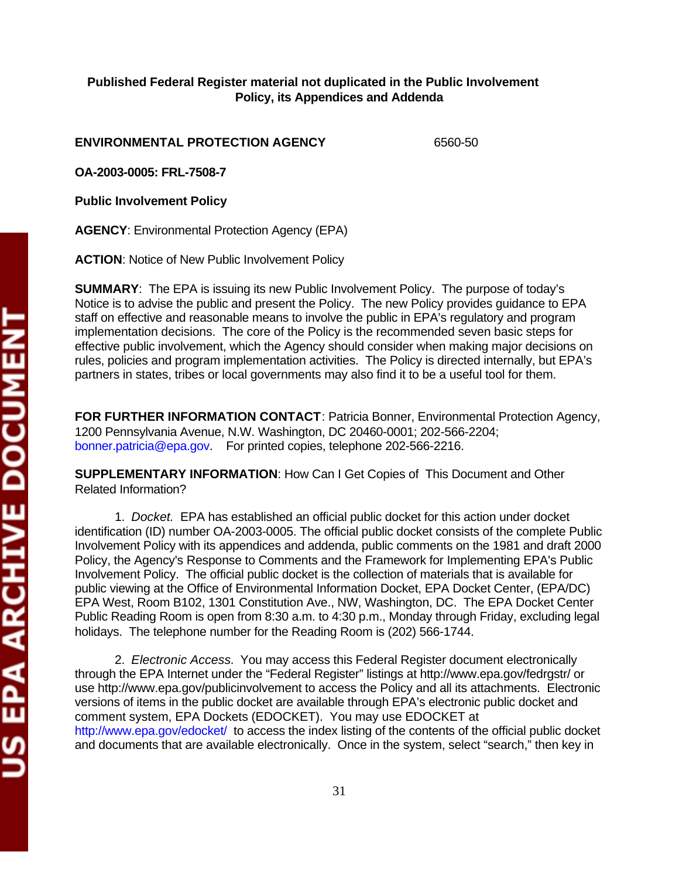**Published Federal Register material not duplicated in the Public Involvement Policy, its Appendices and Addenda**

**ENVIRONMENTAL PROTECTION AGENCY** 6560-50

**OA-2003-0005: FRL-7508-7**

**Public Involvement Policy**

**AGENCY**: Environmental Protection Agency (EPA)

**ACTION**: Notice of New Public Involvement Policy

**SUMMARY**: The EPA is issuing its new Public Involvement Policy. The purpose of today's Notice is to advise the public and present the Policy. The new Policy provides guidance to EPA staff on effective and reasonable means to involve the public in EPA's regulatory and program implementation decisions. The core of the Policy is the recommended seven basic steps for effective public involvement, which the Agency should consider when making major decisions on rules, policies and program implementation activities. The Policy is directed internally, but EPA's partners in states, tribes or local governments may also find it to be a useful tool for them.

**FOR FURTHER INFORMATION CONTACT**: Patricia Bonner, Environmental Protection Agency, 1200 Pennsylvania Avenue, N.W. Washington, DC 20460-0001; 202-566-2204; bonner.patricia@epa.gov. For printed copies, telephone 202-566-2216.

**SUPPLEMENTARY INFORMATION**: How Can I Get Copies of This Document and Other Related Information?

1. *Docket.* EPA has established an official public docket for this action under docket identification (ID) number OA-2003-0005. The official public docket consists of the complete Public Involvement Policy with its appendices and addenda, public comments on the 1981 and draft 2000 Policy, the Agency's Response to Comments and the Framework for Implementing EPA's Public Involvement Policy. The official public docket is the collection of materials that is available for public viewing at the Office of Environmental Information Docket, EPA Docket Center, (EPA/DC) EPA West, Room B102, 1301 Constitution Ave., NW, Washington, DC. The EPA Docket Center Public Reading Room is open from 8:30 a.m. to 4:30 p.m., Monday through Friday, excluding legal holidays. The telephone number for the Reading Room is (202) 566-1744.

2. *Electronic Access.* You may access this Federal Register document electronically through the EPA Internet under the "Federal Register" listings at http://www.epa.gov/fedrgstr/ or use http://www.epa.gov/publicinvolvement to access the Policy and all its attachments. Electronic versions of items in the public docket are available through EPA's electronic public docket and comment system, EPA Dockets (EDOCKET). You may use EDOCKET at http://www.epa.gov/edocket/ to access the index listing of the contents of the official public docket and documents that are available electronically. Once in the system, select "search," then key in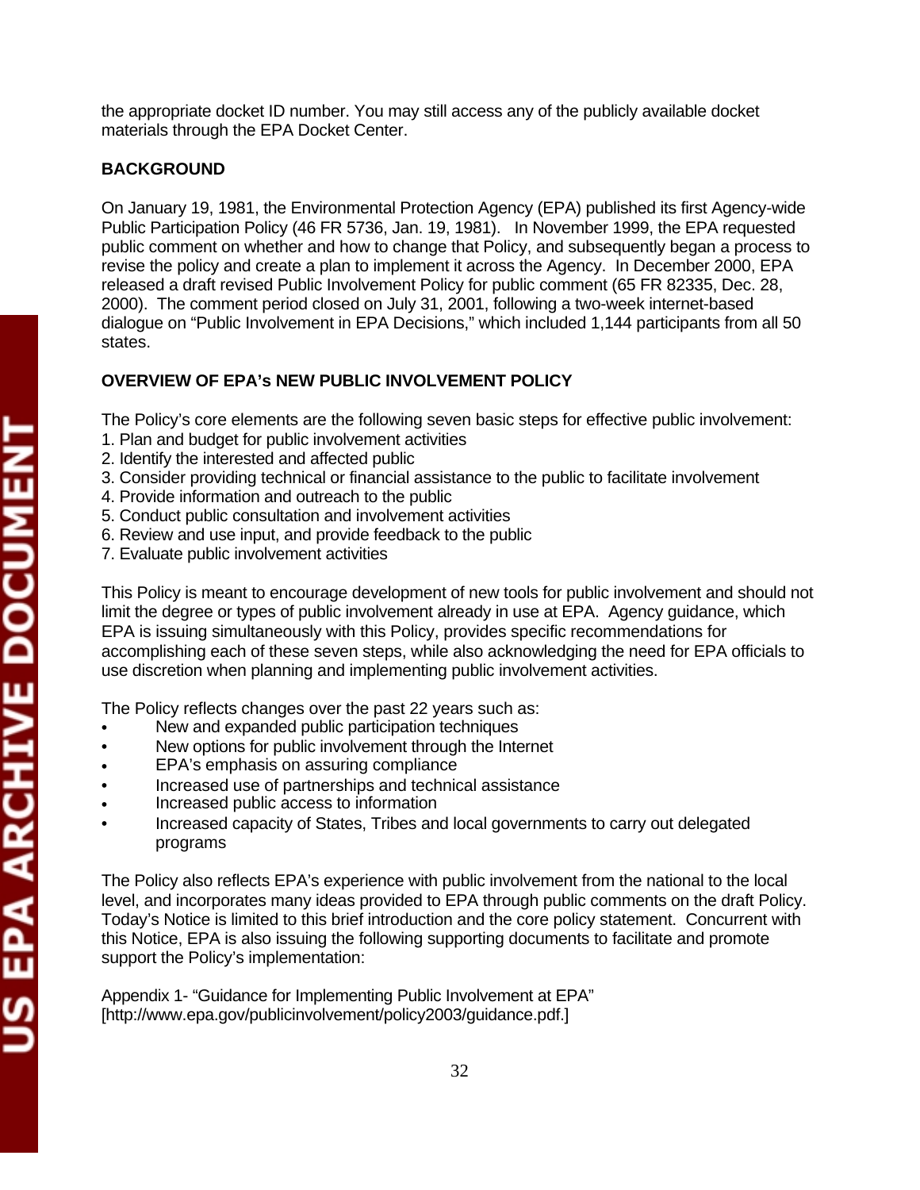the appropriate docket ID number. You may still access any of the publicly available docket materials through the EPA Docket Center.

**BACKGROUND**

On January 19, 1981, the Environmental Protection Agency (EPA) published its first Agency-wide Public Participation Policy (46 FR 5736, Jan. 19, 1981). In November 1999, the EPA requested public comment on whether and how to change that Policy, and subsequently began a process to revise the policy and create a plan to implement it across the Agency. In December 2000, EPA released a draft revised Public Involvement Policy for public comment (65 FR 82335, Dec. 28, 2000). The comment period closed on July 31, 2001, following a two-week internet-based dialogue on "Public Involvement in EPA Decisions," which included 1,144 participants from all 50 states.

**OVERVIEW OF EPA's NEW PUBLIC INVOLVEMENT POLICY**

The Policy's core elements are the following seven basic steps for effective public involvement:

1. Plan and budget for public involvement activities
2. Identify the interested and affected public
3. Consider providing technical or financial assistance to the public to facilitate involvement
4. Provide information and outreach to the public
5. Conduct public consultation and involvement activities
6. Review and use input, and provide feedback to the public
7. Evaluate public involvement activities

This Policy is meant to encourage development of new tools for public involvement and should not limit the degree or types of public involvement already in use at EPA. Agency guidance, which EPA is issuing simultaneously with this Policy, provides specific recommendations for accomplishing each of these seven steps, while also acknowledging the need for EPA officials to use discretion when planning and implementing public involvement activities.

The Policy reflects changes over the past 22 years such as:

- New and expanded public participation techniques
- New options for public involvement through the Internet
- EPA's emphasis on assuring compliance
- Increased use of partnerships and technical assistance
- Increased public access to information
- Increased capacity of States, Tribes and local governments to carry out delegated programs

The Policy also reflects EPA's experience with public involvement from the national to the local level, and incorporates many ideas provided to EPA through public comments on the draft Policy. Today's Notice is limited to this brief introduction and the core policy statement. Concurrent with this Notice, EPA is also issuing the following supporting documents to facilitate and promote support the Policy's implementation:

Appendix 1- "Guidance for Implementing Public Involvement at EPA" [http://www.epa.gov/publicinvolvement/policy2003/guidance.pdf.]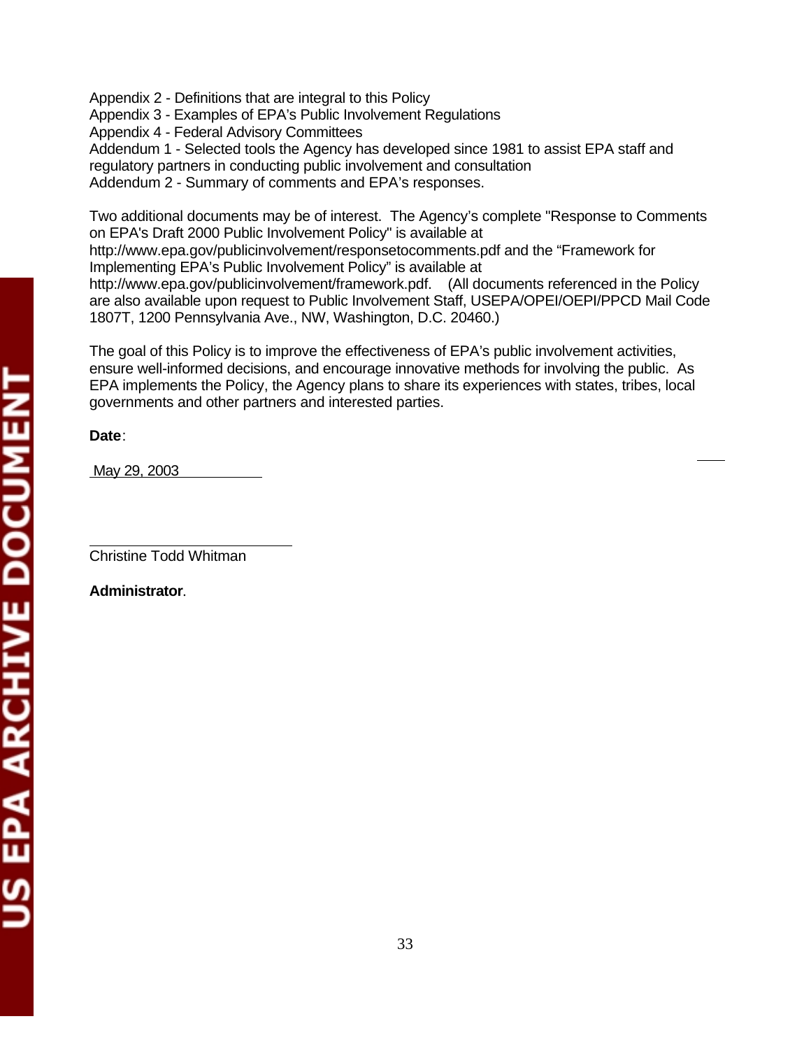Appendix 2 - Definitions that are integral to this Policy
Appendix 3 - Examples of EPA's Public Involvement Regulations
Appendix 4 - Federal Advisory Committees
Addendum 1 - Selected tools the Agency has developed since 1981 to assist EPA staff and regulatory partners in conducting public involvement and consultation
Addendum 2 - Summary of comments and EPA's responses.

Two additional documents may be of interest. The Agency's complete "Response to Comments on EPA's Draft 2000 Public Involvement Policy" is available at http://www.epa.gov/publicinvolvement/responsetocomments.pdf and the "Framework for Implementing EPA's Public Involvement Policy" is available at http://www.epa.gov/publicinvolvement/framework.pdf. (All documents referenced in the Policy are also available upon request to Public Involvement Staff, USEPA/OPEI/OEPI/PPCD Mail Code 1807T, 1200 Pennsylvania Ave., NW, Washington, D.C. 20460.)

The goal of this Policy is to improve the effectiveness of EPA's public involvement activities, ensure well-informed decisions, and encourage innovative methods for involving the public. As EPA implements the Policy, the Agency plans to share its experiences with states, tribes, local governments and other partners and interested parties.

**Date**:

May 29, 2003

Christine Todd Whitman

**Administrator**.